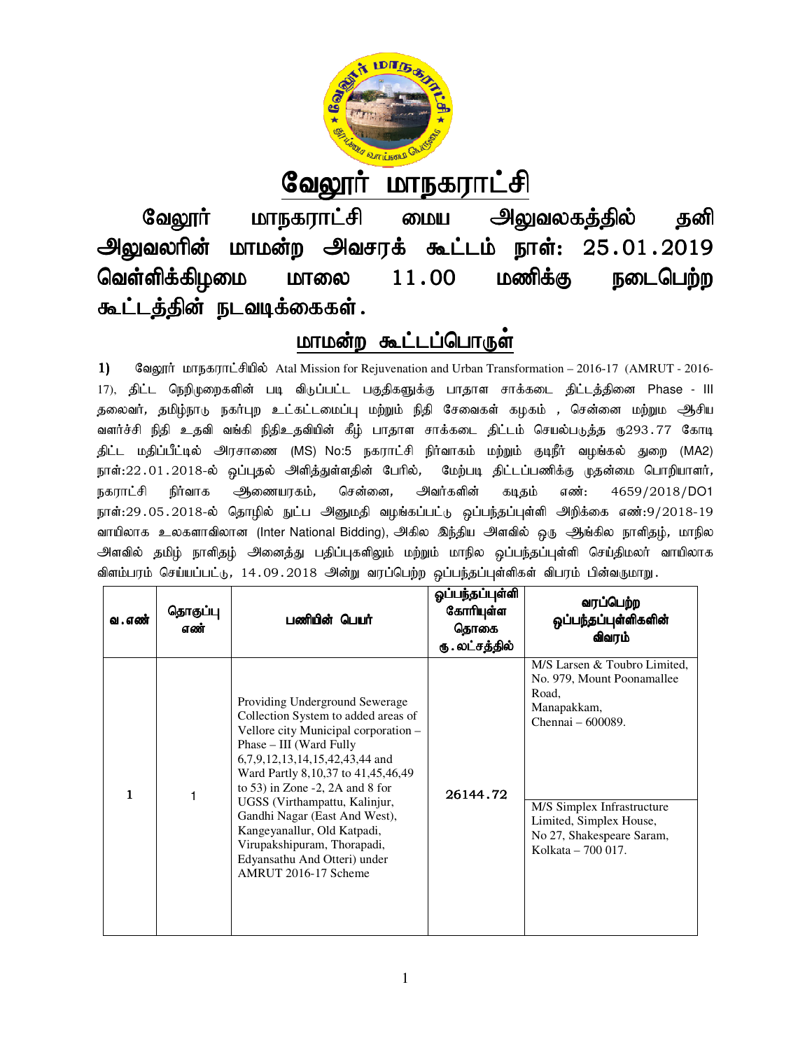# வேலூர் மாநகராட்சி

## வேலூர் மாநகராட்சி மைய அலுவலகத்தில் தனி அலுவலரின் மாமன்ற அவசரக் கூட்டம் நாள்: 25.01.2019 வெள்ளிக்கிழமை மாலை 11.00 மணிக்கு நடைபெற்ற கூட்டத்தின் நடவடிக்கைகள்.

## மாமன்ற கூட்டப்பொருள்

**1)** வேலூர் மாநகராட்சியில் Atal Mission for Rejuvenation and Urban Transformation – 2016-17 (AMRUT - 2016-17), திட்ட நெறிமுறைகளின் படி விடுப்பட்ட பகுதிகளுக்கு பாதாள சாக்கடை திட்டத்தினை Phase - III தலைவர், தமிழ்நாடு நகர்புற உட்கட்டமைப்பு மற்றும் நிதி சேவைகள் கழகம் , சென்னை மற்றும் ஆசிய வளர்ச்சி நிதி உதவி வங்கி நிதிஉதவியின் கீழ் பாதாள சாக்கடை திட்டம் செயல்படுத்த ரூ293.77 கோடி திட்ட மதிப்பீட்டில் அரசாணை (MS) No:5 நகராட்சி நிர்வாகம் மற்றும் குடிநீர் வழங்கல் துறை (MA2) நாள்:22.01.2018-ல் ஒப்புதல் அளித்துள்ளதின் பேரில், மேற்படி திட்டப்பணிக்கு முதன்மை பொறியாளர், நகராட்சி நிர்வாக ஆணையரகம், சென்னை, அவர்களின் கடிதம் எண்: 4659/2018/DO1 நாள்:29.05.2018-ல் தொழில் நுட்ப அனுமதி வழங்கப்பட்டு ஒப்பந்தப்புள்ளி அறிக்கை எண்:9/2018-19 வாயிலாக உலகளாவிலான (Inter National Bidding), அகில இந்திய அளவில் ஒரு ஆங்கில நாளிதழ், மாநில அளவில் தமிழ் நாளிதழ் அனைத்து பதிப்புகளிலும் மற்றும் மாநில ஒப்பந்தப்புள்ளி செய்திமலர் வாயிலாக விளம்பரம் செய்யப்பட்டு, 14.09.2018 அன்று வரப்பெற்ற ஒப்பந்தப்புள்ளிகள் விபரம் பின்வருமாறு.

| வ.எண் | தொகுப்பு எண் | பணியின் பெயர் | ஒப்பந்தப்புள்ளி கோரியுள்ள தொகை ரூ.லட்சத்தில் | வரப்பெற்ற ஒப்பந்தப்புள்ளிகளின் விவரம் |
|---|---|---|---|---|
| 1 | 1 | Providing Underground Sewerage Collection System to added areas of Vellore city Municipal corporation – Phase – III (Ward Fully 6,7,9,12,13,14,15,42,43,44 and Ward Partly 8,10,37 to 41,45,46,49 to 53) in Zone -2, 2A and 8 for UGSS (Virthampattu, Kalinjur, Gandhi Nagar (East And West), Kangeyanallur, Old Katpadi, Virupakshipuram, Thorapadi, Edyansathu And Otteri) under AMRUT 2016-17 Scheme | 26144.72 | M/S Larsen & Toubro Limited, No. 979, Mount Poonamallee Road, Manapakkam, Chennai – 600089. |
| | | | | M/S Simplex Infrastructure Limited, Simplex House, No 27, Shakespeare Saram, Kolkata – 700 017. |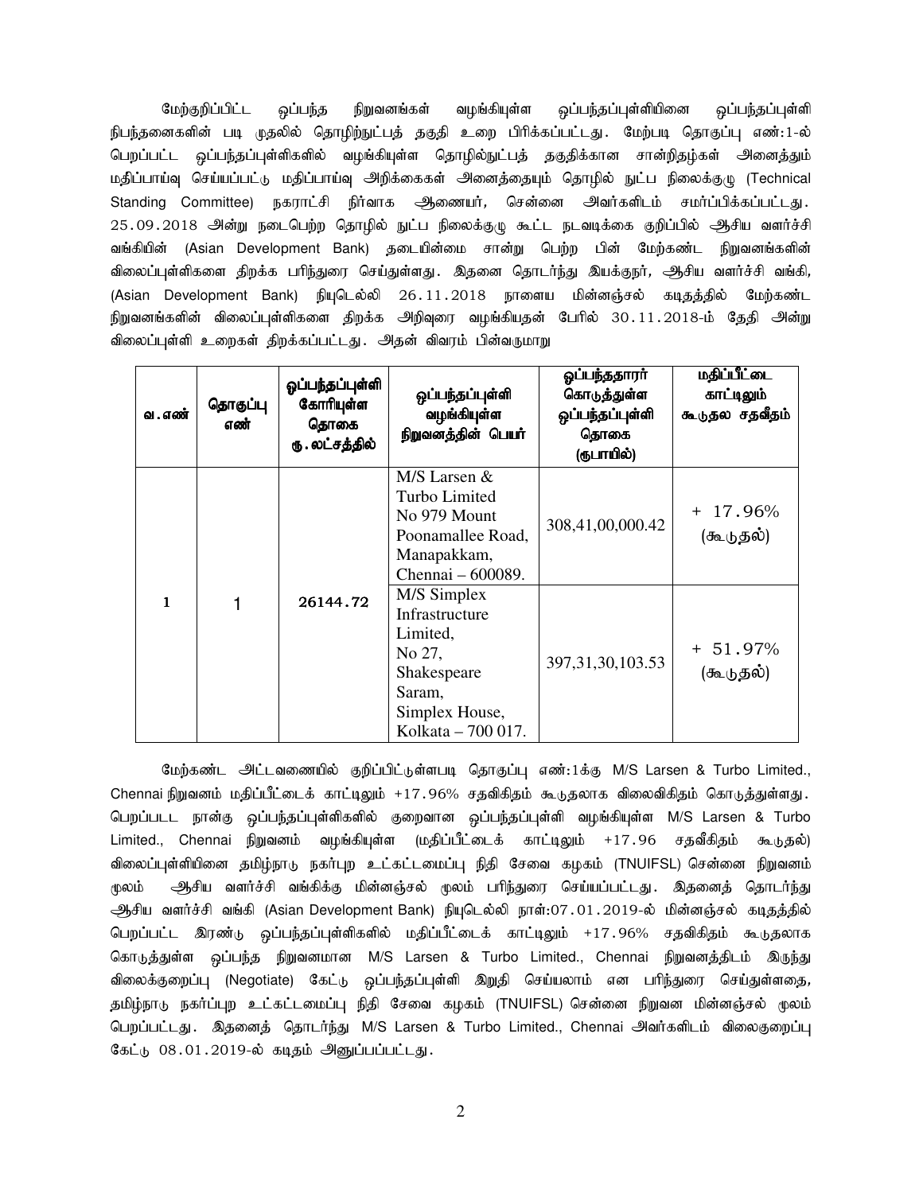மேற்குறிப்பிட்ட ஒப்பந்த நிறுவனங்கள் வழங்கியுள்ள ஒப்பந்தப்புள்ளியினை ஒப்பந்தப்புள்ளி நிபந்தனைகளின் படி முதலில் தொழிற்நுட்பத் தகுதி உறை பிரிக்கப்பட்டது. மேற்படி தொகுப்பு எண்:1-ல் பெறப்பட்ட ஒப்பந்தப்புள்ளிகளில் வழங்கியுள்ள தொழில்நுட்பத் தகுதிக்கான சான்றிதழ்கள் அனைத்தும் மதிப்பாய்வு செய்யப்பட்டு மதிப்பாய்வு அறிக்கைகள் அனைத்தையும் தொழில் நுட்ப நிலைக்குழு (Technical Standing Committee) நகராட்சி நிர்வாக ஆணையர், சென்னை அவர்களிடம் சமர்ப்பிக்கப்பட்டது. 25.09.2018 அன்று நடைபெற்ற தொழில் நுட்ப நிலைக்குழு கூட்ட நடவடிக்கை குறிப்பில் ஆசிய வளர்ச்சி வங்கியின் (Asian Development Bank) தடையின்மை சான்று பெற்ற பின் மேற்கண்ட நிறுவனங்களின் விலைப்புள்ளிகளை திறக்க பரிந்துரை செய்துள்ளது. இதனை தொடர்ந்து இயக்குநர், ஆசிய வளர்ச்சி வங்கி, (Asian Development Bank) நியுடெல்லி 26.11.2018 நாளைய மின்னஞ்சல் கடிதத்தில் மேற்கண்ட நிறுவனங்களின் விலைப்புள்ளிகளை திறக்க அறிவுரை வழங்கியதன் பேரில் 30.11.2018-ம் தேதி அன்று விலைப்புள்ளி உறைகள் திறக்கப்பட்டது. அதன் விவரம் பின்வருமாறு

| வ.எண் | தொகுப்பு எண் | ஒப்பந்தப்புள்ளி கோரியுள்ள தொகை ரூ.லட்சத்தில் | ஒப்பந்தப்புள்ளி வழங்கியுள்ள நிறுவனத்தின் பெயர் | ஒப்பந்ததாரர் கொடுத்துள்ள ஒப்பந்தப்புள்ளி தொகை (ரூபாயில்) | மதிப்பீட்டை காட்டிலும் கூடுதல சதவீதம் |
|---|---|---|---|---|---|
| 1 | 1 | 26144.72 | M/S Larsen & Turbo Limited No 979 Mount Poonamallee Road, Manapakkam, Chennai – 600089. | 308,41,00,000.42 | + 17.96% (கூடுதல்) |
| | | | M/S Simplex Infrastructure Limited, No 27, Shakespeare Saram, Simplex House, Kolkata – 700 017. | 397,31,30,103.53 | + 51.97% (கூடுதல்) |

மேற்கண்ட அட்டவணையில் குறிப்பிட்டுள்ளபடி தொகுப்பு எண்:1க்கு M/S Larsen & Turbo Limited., Chennai நிறுவனம் மதிப்பீட்டைக் காட்டிலும் +17.96% சதவிகிதம் கூடுதலாக விலைவிகிதம் கொடுத்துள்ளது. பெறப்படட நான்கு ஒப்பந்தப்புள்ளிகளில் குறைவான ஒப்பந்தப்புள்ளி வழங்கியுள்ள M/S Larsen & Turbo Limited., Chennai நிறுவனம் வழங்கியுள்ள (மதிப்பீட்டைக் காட்டிலும் +17.96 சதவீகிதம் கூடுதல்) விலைப்புள்ளியினை தமிழ்நாடு நகர்புற உட்கட்டமைப்பு நிதி சேவை கழகம் (TNUIFSL) சென்னை நிறுவனம் மூலம் ஆசிய வளர்ச்சி வங்கிக்கு மின்னஞ்சல் மூலம் பரிந்துரை செய்யப்பட்டது. இதனைத் தொடர்ந்து ஆசிய வளர்ச்சி வங்கி (Asian Development Bank) நியுடெல்லி நாள்:07.01.2019-ல் மின்னஞ்சல் கடிதத்தில் பெறப்பட்ட இரண்டு ஒப்பந்தப்புள்ளிகளில் மதிப்பீட்டைக் காட்டிலும் +17.96% சதவிகிதம் கூடுதலாக கொடுத்துள்ள ஒப்பந்த நிறுவனமான M/S Larsen & Turbo Limited., Chennai நிறுவனத்திடம் இருந்து விலைக்குறைப்பு (Negotiate) கேட்டு ஒப்பந்தப்புள்ளி இறுதி செய்யலாம் என பரிந்துரை செய்துள்ளதை, தமிழ்நாடு நகர்ப்புற உட்கட்டமைப்பு நிதி சேவை கழகம் (TNUIFSL) சென்னை நிறுவன மின்னஞ்சல் மூலம் பெறப்பட்டது. இதனைத் தொடர்ந்து M/S Larsen & Turbo Limited., Chennai அவர்களிடம் விலைகுறைப்பு கேட்டு 08.01.2019-ல் கடிதம் அனுப்பப்பட்டது.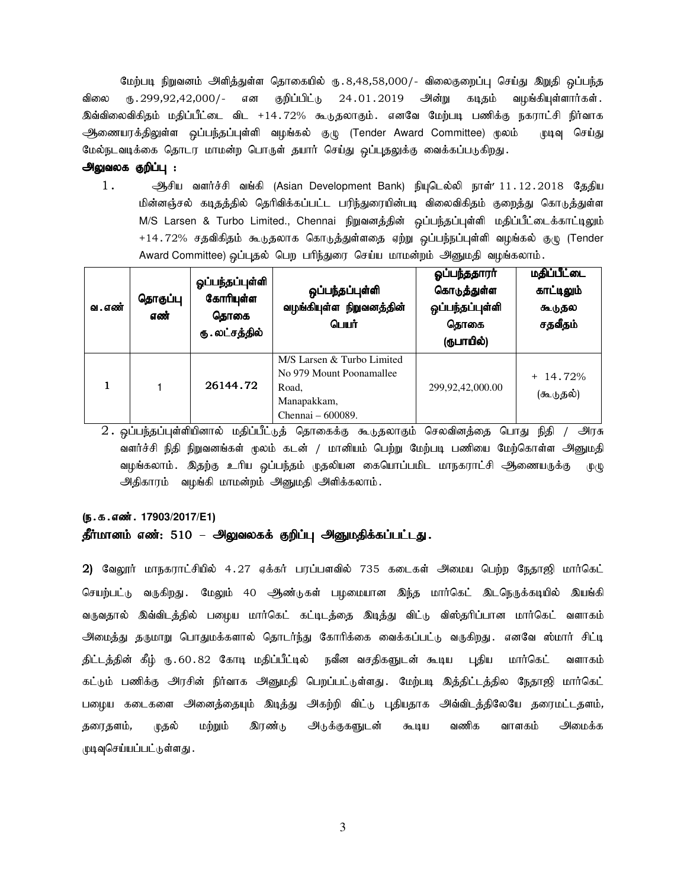மேற்படி நிறுவனம் அளித்துள்ள தொகையில் ரு.8,48,58,000/- விலைகுறைப்பு செய்து இறுதி ஒப்பந்த விலை ரு.299,92,42,000/- என குறிப்பிட்டு 24.01.2019 அன்று கடிதம் வழங்கியுள்ளார்கள். இவ்விலைவிகிதம் மதிப்பீட்டை விட +14.72% கூடுதலாகும். எனவே மேற்படி பணிக்கு நகராட்சி நிர்வாக ஆணையரகத்திலுள்ள ஒப்பந்தப்புள்ளி வழங்கல் குழு (Tender Award Committee) மூலம் முடிவு செய்து மேல்நடவடிக்கை தொடர மாமன்ற பொருள் தயார் செய்து ஒப்புதலுக்கு வைக்கப்படுகிறது.

**அலுவலக குறிப்பு :**

1. ஆசிய வளர்ச்சி வங்கி (Asian Development Bank) நியுடெல்லி நாள்' 11.12.2018 தேதிய மின்னஞ்சல் கடிதத்தில் தெரிவிக்கப்பட்ட பரிந்துரையின்படி விலைவிகிதம் குறைத்து கொடுத்துள்ள M/S Larsen & Turbo Limited., Chennai நிறுவனத்தின் ஒப்பந்தப்புள்ளி மதிப்பீட்டைக்காட்டிலும் +14.72% சதவிகிதம் கூடுதலாக கொடுத்துள்ளதை ஏற்று ஒப்பந்தப்புள்ளி வழங்கல் குழு (Tender Award Committee) ஒப்புதல் பெற பரிந்துரை செய்ய மாமன்றம் அனுமதி வழங்கலாம்.

| வ.எண் | தொகுப்பு எண் | ஒப்பந்தப்புள்ளி கோரியுள்ள தொகை ரு.லட்சத்தில் | ஒப்பந்தப்புள்ளி வழங்கியுள்ள நிறுவனத்தின் பெயர் | ஒப்பந்ததாரர் கொடுத்துள்ள ஒப்பந்தப்புள்ளி தொகை (ருபாயில்) | மதிப்பீட்டை காட்டிலும் கூடுதல சதவீதம் |
|---|---|---|---|---|---|
| 1 | 1 | 26144.72 | M/S Larsen & Turbo Limited No 979 Mount Poonamallee Road, Manapakkam, Chennai – 600089. | 299,92,42,000.00 | + 14.72% (கூடுதல்) |

2. ஒப்பந்தப்புள்ளியினால் மதிப்பீட்டுத் தொகைக்கு கூடுதலாகும் செலவினத்தை பொது நிதி / அரசு வளர்ச்சி நிதி நிறுவனங்கள் மூலம் கடன் / மானியம் பெற்று மேற்படி பணியை மேற்கொள்ள அனுமதி வழங்கலாம். இதற்கு உரிய ஒப்பந்தம் முதலியன கையொப்பமிட மாநகராட்சி ஆணையருக்கு முழு அதிகாரம் வழங்கி மாமன்றம் அனுமதி அளிக்கலாம்.

**(ந.க.எண். 17903/2017/E1)**

**தீர்மானம் எண்: 510 – அலுவலகக் குறிப்பு அனுமதிக்கப்பட்டது.**

**2)** வேலூர் மாநகராட்சியில் 4.27 ஏக்கர் பரப்பளவில் 735 கடைகள் அமைய பெற்ற நேதாஜி மார்கெட் செயற்பட்டு வருகிறது. மேலும் 40 ஆண்டுகள் பழமையான இந்த மார்கெட் இடநெருக்கடியில் இயங்கி வருவதால் இவ்விடத்தில் பழைய மார்கெட் கட்டிடத்தை இடித்து விட்டு விஸ்தரிப்பான மார்கெட் வளாகம் அமைத்து தருமாறு பொதுமக்களால் தொடர்ந்து கோரிக்கை வைக்கப்பட்டு வருகிறது. எனவே ஸ்மார் சிட்டி திட்டத்தின் கீழ் ரு.60.82 கோடி மதிப்பீட்டில் நவீன வசதிகளுடன் கூடிய புதிய மார்கெட் வளாகம் கட்டும் பணிக்கு அரசின் நிர்வாக அனுமதி பெறப்பட்டுள்ளது. மேற்படி இத்திட்டத்தில நேதாஜி மார்கெட் பழைய கடைகளை அனைத்தையும் இடித்து அகற்றி விட்டு புதியதாக அவ்விடத்திலேயே தரைமட்டதளம், தரைதளம், முதல் மற்றும் இரண்டு அடுக்குகளுடன் கூடிய வணிக வாளகம் அமைக்க முடிவுசெய்யப்பட்டுள்ளது.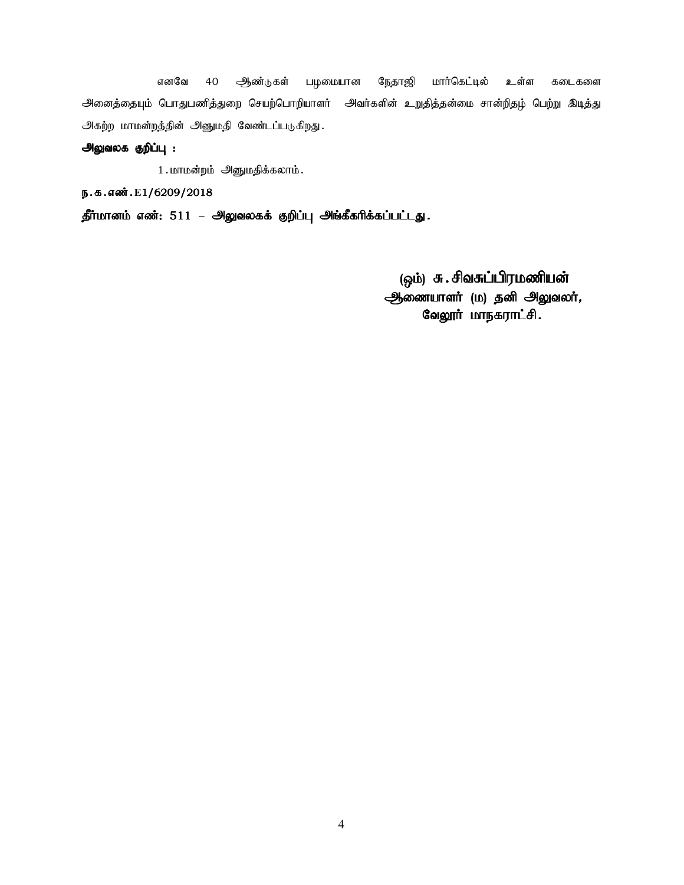எனவே 40 ஆண்டுகள் பழமையான நேதாஜி மார்கெட்டில் உள்ள கடைகளை அனைத்தையும் பொதுபணித்துறை செயற்பொறியாளர் அவர்களின் உறுதித்தன்மை சான்றிதழ் பெற்று இடித்து அகற்ற மாமன்றத்தின் அனுமதி வேண்டப்படுகிறது.

**அலுவலக குறிப்பு :**

1.மாமன்றம் அனுமதிக்கலாம்.

**ந.க.எண்.E1/6209/2018**

**தீர்மானம் எண்: 511 – அலுவலகக் குறிப்பு அங்கீகரிக்கப்பட்டது.**

**(ஒம்) சு.சிவசுப்பிரமணியன்**
**ஆணையாளர் (ம) தனி அலுவலர்,**
**வேலூர் மாநகராட்சி.**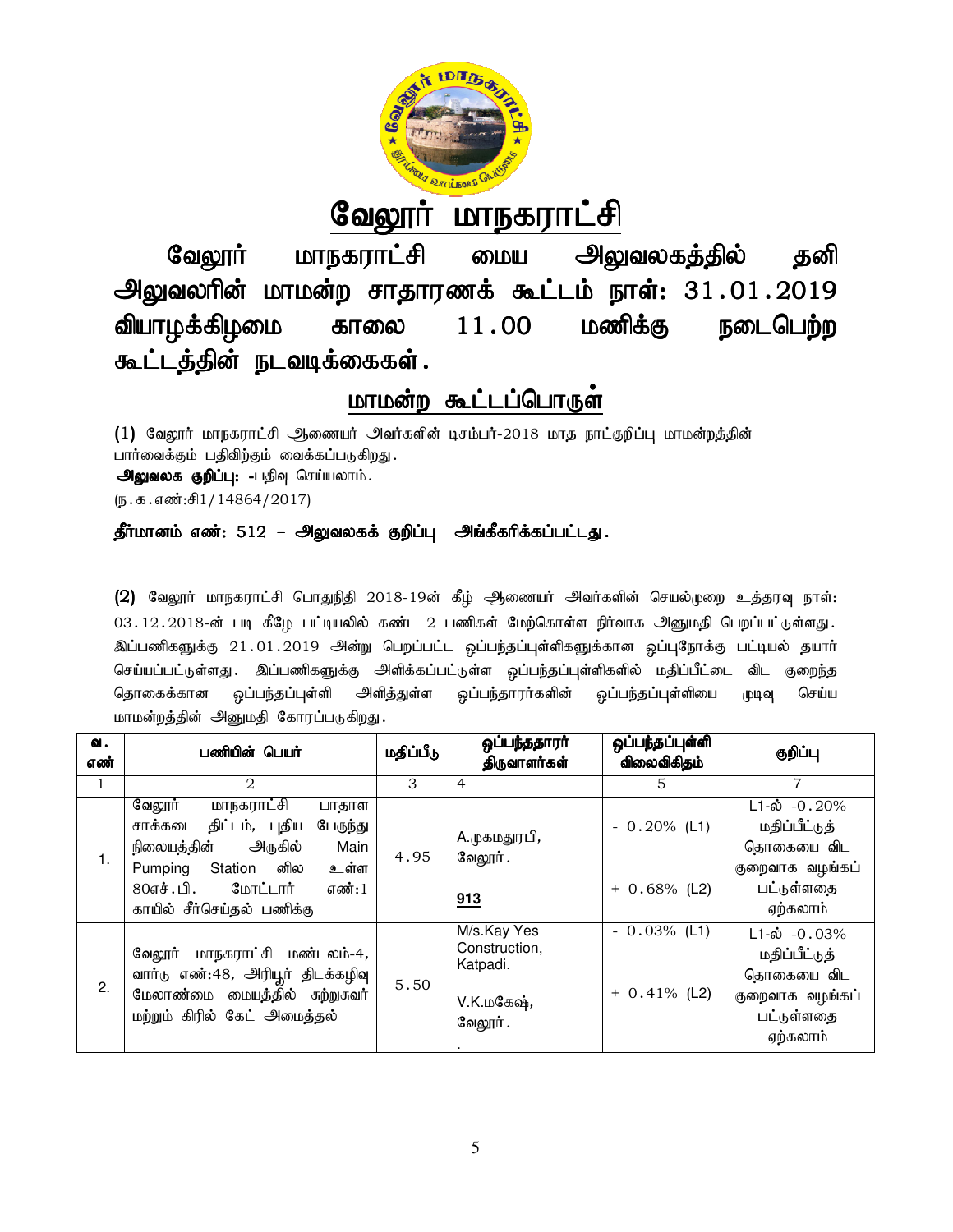# வேலூர் மாநகராட்சி

## வேலூர் மாநகராட்சி மைய அலுவலகத்தில் தனி அலுவலரின் மாமன்ற சாதாரணக் கூட்டம் நாள்: 31.01.2019 வியாழக்கிழமை காலை 11.00 மணிக்கு நடைபெற்ற கூட்டத்தின் நடவடிக்கைகள்.

### மாமன்ற கூட்டப்பொருள்

(1) வேலூர் மாநகராட்சி ஆணையர் அவர்களின் டிசம்பர்-2018 மாத நாட்குறிப்பு மாமன்றத்தின் பார்வைக்கும் பதிவிற்கும் வைக்கப்படுகிறது.

**அலுவலக குறிப்பு: -**பதிவு செய்யலாம்.

(ந.க.எண்:சி1/14864/2017)

**தீர்மானம் எண்: 512 – அலுவலகக் குறிப்பு அங்கீகரிக்கப்பட்டது.**

(2) வேலூர் மாநகராட்சி பொதுநிதி 2018-19ன் கீழ் ஆணையர் அவர்களின் செயல்முறை உத்தரவு நாள்: 03.12.2018-ன் படி கீழே பட்டியலில் கண்ட 2 பணிகள் மேற்கொள்ள நிர்வாக அனுமதி பெறப்பட்டுள்ளது. இப்பணிகளுக்கு 21.01.2019 அன்று பெறப்பட்ட ஒப்பந்தப்புள்ளிகளுக்கான ஒப்புநோக்கு பட்டியல் தயார் செய்யப்பட்டுள்ளது. இப்பணிகளுக்கு அளிக்கப்பட்டுள்ள ஒப்பந்தப்புள்ளிகளில் மதிப்பீட்டை விட குறைந்த தொகைக்கான ஒப்பந்தப்புள்ளி அளித்துள்ள ஒப்பந்தாரர்களின் ஒப்பந்தப்புள்ளியை முடிவு செய்ய மாமன்றத்தின் அனுமதி கோரப்படுகிறது.

| வ. எண் | பணியின் பெயர் | மதிப்பீடு | ஒப்பந்ததாரர் திருவாளர்கள் | ஒப்பந்தப்புள்ளி விலைவிகிதம் | குறிப்பு |
|---|---|---|---|---|---|
| 1 | 2 | 3 | 4 | 5 | 7 |
| 1. | வேலூர் மாநகராட்சி பாதாள சாக்கடை திட்டம், புதிய பேருந்து நிலையத்தின் அருகில் Main Pumping Station ல் உள்ள 80எச்.பி. மோட்டார் எண்:1 காயில் சீர்செய்தல் பணிக்கு | 4.95 | A.முகமதுரபி, வேலூர். 913 | - 0.20% (L1) + 0.68% (L2) | L1-ல் -0.20% மதிப்பீட்டுத் தொகையை விட குறைவாக வழங்கப் பட்டுள்ளதை ஏற்கலாம் |
| 2. | வேலூர் மாநகராட்சி மண்டலம்-4, வார்டு எண்:48, அரியூர் திடக்கழிவு மேலாண்மை மையத்தில் சுற்றுசுவர் மற்றும் கிரில் கேட் அமைத்தல் | 5.50 | M/s.Kay Yes Construction, Katpadi. V.K.மகேஷ், வேலூர். | - 0.03% (L1) + 0.41% (L2) | L1-ல் -0.03% மதிப்பீட்டுத் தொகையை விட குறைவாக வழங்கப் பட்டுள்ளதை ஏற்கலாம் |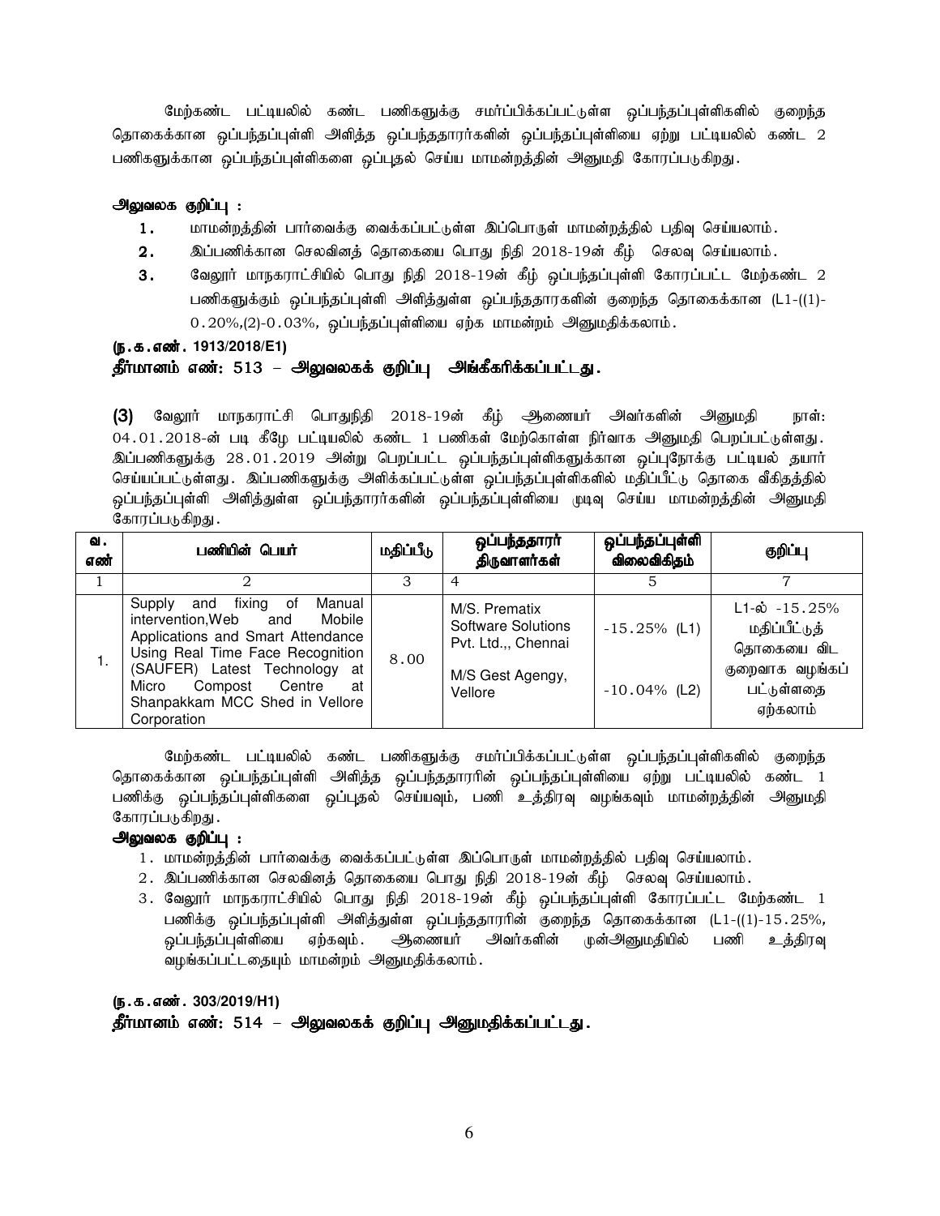மேற்கண்ட பட்டியலில் கண்ட பணிகளுக்கு சமர்ப்பிக்கப்பட்டுள்ள ஒப்பந்தப்புள்ளிகளில் குறைந்த தொகைக்கான ஒப்பந்தப்புள்ளி அளித்த ஒப்பந்ததாரர்களின் ஒப்பந்தப்புள்ளியை ஏற்று பட்டியலில் கண்ட 2 பணிகளுக்கான ஒப்பந்தப்புள்ளிகளை ஒப்புதல் செய்ய மாமன்றத்தின் அனுமதி கோரப்படுகிறது.

**அலுவலக குறிப்பு :**

1. மாமன்றத்தின் பார்வைக்கு வைக்கப்பட்டுள்ள இப்பொருள் மாமன்றத்தில் பதிவு செய்யலாம்.
2. இப்பணிக்கான செலவினத் தொகையை பொது நிதி 2018-19ன் கீழ் செலவு செய்யலாம்.
3. வேலூர் மாநகராட்சியில் பொது நிதி 2018-19ன் கீழ் ஒப்பந்தப்புள்ளி கோரப்பட்ட மேற்கண்ட 2 பணிகளுக்கும் ஒப்பந்தப்புள்ளி அளித்துள்ள ஒப்பந்ததாரகளின் குறைந்த தொகைக்கான (L1-((1)-0.20%,(2)-0.03%, ஒப்பந்தப்புள்ளியை ஏற்க மாமன்றம் அனுமதிக்கலாம்.

**(ந.க.எண். 1913/2018/E1)**

**தீர்மானம் எண்: 513 – அலுவலகக் குறிப்பு அங்கீகரிக்கப்பட்டது.**

**(3)** வேலூர் மாநகராட்சி பொதுநிதி 2018-19ன் கீழ் ஆணையர் அவர்களின் அனுமதி நாள்: 04.01.2018-ன் படி கீழே பட்டியலில் கண்ட 1 பணிகள் மேற்கொள்ள நிர்வாக அனுமதி பெறப்பட்டுள்ளது. இப்பணிகளுக்கு 28.01.2019 அன்று பெறப்பட்ட ஒப்பந்தப்புள்ளிகளுக்கான ஒப்புநோக்கு பட்டியல் தயார் செய்யப்பட்டுள்ளது. இப்பணிகளுக்கு அளிக்கப்பட்டுள்ள ஒப்பந்தப்புள்ளிகளில் மதிப்பீட்டு தொகை வீகிதத்தில் ஒப்பந்தப்புள்ளி அளித்துள்ள ஒப்பந்தாரர்களின் ஒப்பந்தப்புள்ளியை முடிவு செய்ய மாமன்றத்தின் அனுமதி கோரப்படுகிறது.

| வ. எண் | பணியின் பெயர் | மதிப்பீடு | ஒப்பந்ததாரர் திருவாளர்கள் | ஒப்பந்தப்புள்ளி விலைவிகிதம் | குறிப்பு |
|---|---|---|---|---|---|
| 1 | 2 | 3 | 4 | 5 | 7 |
| 1. | Supply and fixing of Manual intervention,Web and Mobile Applications and Smart Attendance Using Real Time Face Recognition (SAUFER) Latest Technology at Micro Compost Centre at Shanpakkam MCC Shed in Vellore Corporation | 8.00 | M/S. Prematix Software Solutions Pvt. Ltd.,, Chennai<br><br>M/S Gest Agengy, Vellore | -15.25% (L1)<br><br>-10.04% (L2) | L1-ல் -15.25% மதிப்பீட்டுத் தொகையை விட குறைவாக வழங்கப் பட்டுள்ளதை ஏற்கலாம் |

மேற்கண்ட பட்டியலில் கண்ட பணிகளுக்கு சமர்ப்பிக்கப்பட்டுள்ள ஒப்பந்தப்புள்ளிகளில் குறைந்த தொகைக்கான ஒப்பந்தப்புள்ளி அளித்த ஒப்பந்ததாரரின் ஒப்பந்தப்புள்ளியை ஏற்று பட்டியலில் கண்ட 1 பணிக்கு ஒப்பந்தப்புள்ளிகளை ஒப்புதல் செய்யவும், பணி உத்திரவு வழங்கவும் மாமன்றத்தின் அனுமதி கோரப்படுகிறது.

**அலுவலக குறிப்பு :**

1. மாமன்றத்தின் பார்வைக்கு வைக்கப்பட்டுள்ள இப்பொருள் மாமன்றத்தில் பதிவு செய்யலாம்.
2. இப்பணிக்கான செலவினத் தொகையை பொது நிதி 2018-19ன் கீழ் செலவு செய்யலாம்.
3. வேலூர் மாநகராட்சியில் பொது நிதி 2018-19ன் கீழ் ஒப்பந்தப்புள்ளி கோரப்பட்ட மேற்கண்ட 1 பணிக்கு ஒப்பந்தப்புள்ளி அளித்துள்ள ஒப்பந்ததாரரின் குறைந்த தொகைக்கான (L1-((1)-15.25%, ஒப்பந்தப்புள்ளியை ஏற்கவும். ஆணையர் அவர்களின் முன்அனுமதியில் பணி உத்திரவு வழங்கப்பட்டதையும் மாமன்றம் அனுமதிக்கலாம்.

**(ந.க.எண். 303/2019/H1)**

**தீர்மானம் எண்: 514 – அலுவலகக் குறிப்பு அனுமதிக்கப்பட்டது.**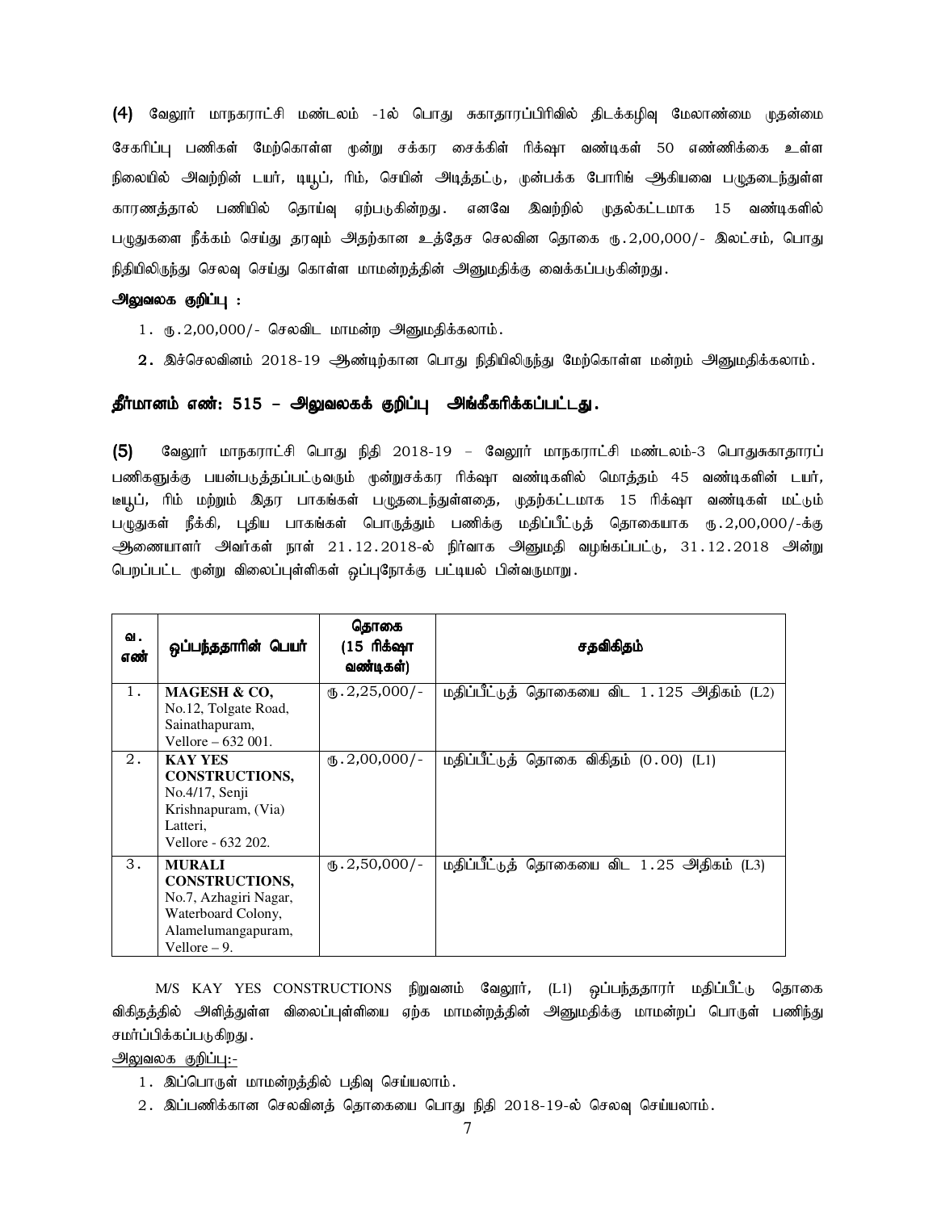**(4)** வேலூர் மாநகராட்சி மண்டலம் -1ல் பொது சுகாதாரப்பிரிவில் திடக்கழிவு மேலாண்மை முதன்மை சேகரிப்பு பணிகள் மேற்கொள்ள மூன்று சக்கர சைக்கிள் ரிக்ஷா வண்டிகள் 50 எண்ணிக்கை உள்ள நிலையில் அவற்றின் டயர், டியூப், ரிம், செயின் அடித்தட்டு, முன்பக்க போரிங் ஆகியவை பழுதடைந்துள்ள காரணத்தால் பணியில் தொய்வு ஏற்படுகின்றது. எனவே இவற்றில் முதல்கட்டமாக 15 வண்டிகளில் பழுதுகளை நீக்கம் செய்து தரவும் அதற்கான உத்தேச செலவின தொகை ரூ.2,00,000/- இலட்சம், பொது நிதியிலிருந்து செலவு செய்து கொள்ள மாமன்றத்தின் அனுமதிக்கு வைக்கப்படுகின்றது.

**அலுவலக குறிப்பு :**

1. ரூ.2,00,000/- செலவிட மாமன்ற அனுமதிக்கலாம்.
2. இச்செலவினம் 2018-19 ஆண்டிற்கான பொது நிதியிலிருந்து மேற்கொள்ள மன்றம் அனுமதிக்கலாம்.

**தீர்மானம் எண்: 515 – அலுவலகக் குறிப்பு அங்கீகரிக்கப்பட்டது.**

**(5)** வேலூர் மாநகராட்சி பொது நிதி 2018-19 – வேலூர் மாநகராட்சி மண்டலம்-3 பொதுசுகாதாரப் பணிகளுக்கு பயன்படுத்தப்பட்டுவரும் மூன்றுசக்கர ரிக்ஷா வண்டிகளில் மொத்தம் 45 வண்டிகளின் டயர், டீயூப், ரிம் மற்றும் இதர பாகங்கள் பழுதடைந்துள்ளதை, முதற்கட்டமாக 15 ரிக்ஷா வண்டிகள் மட்டும் பழுதுகள் நீக்கி, புதிய பாகங்கள் பொருத்தும் பணிக்கு மதிப்பீட்டுத் தொகையாக ரூ.2,00,000/-க்கு ஆணையாளர் அவர்கள் நாள் 21.12.2018-ல் நிர்வாக அனுமதி வழங்கப்பட்டு, 31.12.2018 அன்று பெறப்பட்ட மூன்று விலைப்புள்ளிகள் ஒப்புநோக்கு பட்டியல் பின்வருமாறு.

| வ. எண் | ஒப்பந்ததாரின் பெயர் | தொகை (15 ரிக்ஷா வண்டிகள்) | சதவிகிதம் |
|---|---|---|---|
| 1. | **MAGESH & CO,** No.12, Tolgate Road, Sainathapuram, Vellore – 632 001. | ரூ.2,25,000/- | மதிப்பீட்டுத் தொகையை விட 1.125 அதிகம் (L2) |
| 2. | **KAY YES CONSTRUCTIONS,** No.4/17, Senji Krishnapuram, (Via) Latteri, Vellore - 632 202. | ரூ.2,00,000/- | மதிப்பீட்டுத் தொகை விகிதம் (0.00) (L1) |
| 3. | **MURALI CONSTRUCTIONS,** No.7, Azhagiri Nagar, Waterboard Colony, Alamelumangapuram, Vellore – 9. | ரூ.2,50,000/- | மதிப்பீட்டுத் தொகையை விட 1.25 அதிகம் (L3) |

M/S KAY YES CONSTRUCTIONS நிறுவனம் வேலூர், (L1) ஒப்பந்ததாரர் மதிப்பீட்டு தொகை விகிதத்தில் அளித்துள்ள விலைப்புள்ளியை ஏற்க மாமன்றத்தின் அனுமதிக்கு மாமன்றப் பொருள் பணிந்து சமர்ப்பிக்கப்படுகிறது.

அலுவலக குறிப்பு:-

1. இப்பொருள் மாமன்றத்தில் பதிவு செய்யலாம்.
2. இப்பணிக்கான செலவினத் தொகையை பொது நிதி 2018-19-ல் செலவு செய்யலாம்.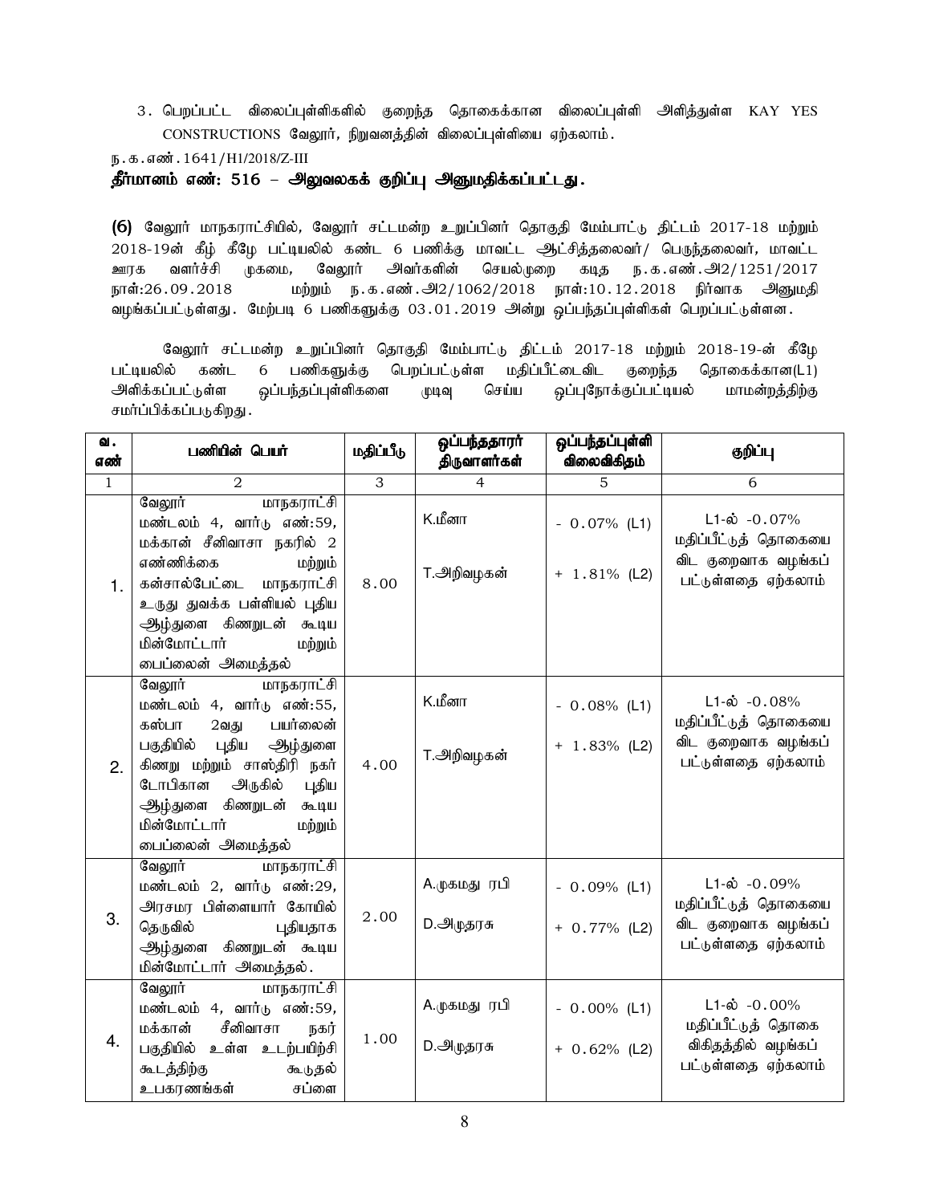3. பெறப்பட்ட விலைப்புள்ளிகளில் குறைந்த தொகைக்கான விலைப்புள்ளி அளித்துள்ள KAY YES CONSTRUCTIONS வேலூர், நிறுவனத்தின் விலைப்புள்ளியை ஏற்கலாம்.

ந.க.எண்.1641/H1/2018/Z-III

**தீர்மானம் எண்: 516 – அலுவலகக் குறிப்பு அனுமதிக்கப்பட்டது.**

**(6)** வேலூர் மாநகராட்சியில், வேலூர் சட்டமன்ற உறுப்பினர் தொகுதி மேம்பாட்டு திட்டம் 2017-18 மற்றும் 2018-19ன் கீழ் கீழே பட்டியலில் கண்ட 6 பணிக்கு மாவட்ட ஆட்சித்தலைவர்/ பெருந்தலைவர், மாவட்ட ஊரக வளர்ச்சி முகமை, வேலூர் அவர்களின் செயல்முறை கடித ந.க.எண்.அ2/1251/2017 நாள்:26.09.2018 மற்றும் ந.க.எண்.அ2/1062/2018 நாள்:10.12.2018 நிர்வாக அனுமதி வழங்கப்பட்டுள்ளது. மேற்படி 6 பணிகளுக்கு 03.01.2019 அன்று ஒப்பந்தப்புள்ளிகள் பெறப்பட்டுள்ளன.

வேலூர் சட்டமன்ற உறுப்பினர் தொகுதி மேம்பாட்டு திட்டம் 2017-18 மற்றும் 2018-19-ன் கீழே பட்டியலில் கண்ட 6 பணிகளுக்கு பெறப்பட்டுள்ள மதிப்பீட்டைவிட குறைந்த தொகைக்கான(L1) அளிக்கப்பட்டுள்ள ஒப்பந்தப்புள்ளிகளை முடிவு செய்ய ஒப்புநோக்குப்பட்டியல் மாமன்றத்திற்கு சமர்ப்பிக்கப்படுகிறது.

| வ. எண் | பணியின் பெயர் | மதிப்பீடு | ஒப்பந்ததாரர் திருவாளர்கள் | ஒப்பந்தப்புள்ளி விலைவிகிதம் | குறிப்பு |
|---|---|---|---|---|---|
| 1 | 2 | 3 | 4 | 5 | 6 |
| 1. | வேலூர் மாநகராட்சி மண்டலம் 4, வார்டு எண்:59, மக்கான் சீனிவாசா நகரில் 2 எண்ணிக்கை மற்றும் கன்சால்பேட்டை மாநகராட்சி உருது துவக்க பள்ளியல் புதிய ஆழ்துளை கிணறுடன் கூடிய மின்மோட்டார் மற்றும் பைப்லைன் அமைத்தல் | 8.00 | K.மீனா<br>T.அறிவழகன் | - 0.07% (L1)<br>+ 1.81% (L2) | L1-ல் -0.07% மதிப்பீட்டுத் தொகையை விட குறைவாக வழங்கப் பட்டுள்ளதை ஏற்கலாம் |
| 2. | வேலூர் மாநகராட்சி மண்டலம் 4, வார்டு எண்:55, கஸ்பா 2வது பயர்லைன் பகுதியில் புதிய ஆழ்துளை கிணறு மற்றும் சாஸ்திரி நகர் டோபிகான அருகில் புதிய ஆழ்துளை கிணறுடன் கூடிய மின்மோட்டார் மற்றும் பைப்லைன் அமைத்தல் | 4.00 | K.மீனா<br>T.அறிவழகன் | - 0.08% (L1)<br>+ 1.83% (L2) | L1-ல் -0.08% மதிப்பீட்டுத் தொகையை விட குறைவாக வழங்கப் பட்டுள்ளதை ஏற்கலாம் |
| 3. | வேலூர் மாநகராட்சி மண்டலம் 2, வார்டு எண்:29, அரசமர பிள்ளையார் கோயில் தெருவில் புதியதாக ஆழ்துளை கிணறுடன் கூடிய மின்மோட்டார் அமைத்தல். | 2.00 | A.முகமது ரபி<br>D.அமுதரசு | - 0.09% (L1)<br>+ 0.77% (L2) | L1-ல் -0.09% மதிப்பீட்டுத் தொகையை விட குறைவாக வழங்கப் பட்டுள்ளதை ஏற்கலாம் |
| 4. | வேலூர் மாநகராட்சி மண்டலம் 4, வார்டு எண்:59, மக்கான் சீனிவாசா நகர் பகுதியில் உள்ள உடற்பயிற்சி கூடத்திற்கு கூடுதல் உபகரணங்கள் சப்ளை | 1.00 | A.முகமது ரபி<br>D.அமுதரசு | - 0.00% (L1)<br>+ 0.62% (L2) | L1-ல் -0.00% மதிப்பீட்டுத் தொகை விகிதத்தில் வழங்கப் பட்டுள்ளதை ஏற்கலாம் |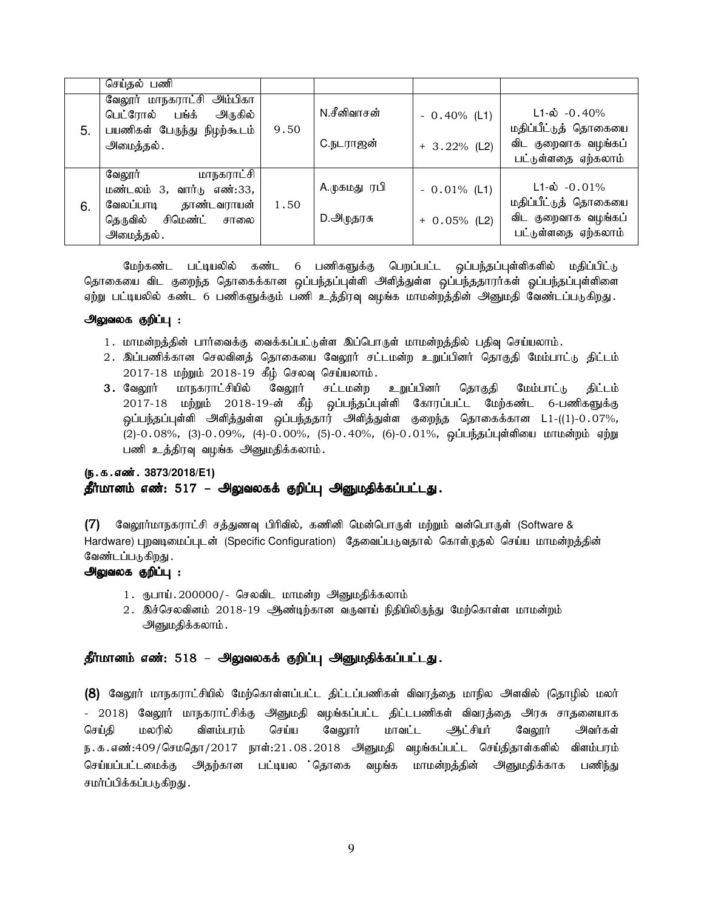| | | | | | |
|---|---|---|---|---|---|
| | செய்தல் பணி | | | | |
| 5. | வேலூர் மாநகராட்சி அம்பிகா பெட்ரோல் பங்க் அருகில் பயணிகள் பேருந்து நிழற்கூடம் அமைத்தல். | 9.50 | N.சீனிவாசன்<br><br>C.நடராஜன் | - 0.40% (L1)<br><br>+ 3.22% (L2) | L1-ல் -0.40% மதிப்பீட்டுத் தொகையை விட குறைவாக வழங்கப் பட்டுள்ளதை ஏற்கலாம் |
| 6. | வேலூர் மாநகராட்சி மண்டலம் 3, வார்டு எண்:33, வேலப்பாடி தாண்டவராயன் தெருவில் சிமெண்ட் சாலை அமைத்தல். | 1.50 | A.முகமது ரபி<br><br>D.அமுதரசு | - 0.01% (L1)<br><br>+ 0.05% (L2) | L1-ல் -0.01% மதிப்பீட்டுத் தொகையை விட குறைவாக வழங்கப் பட்டுள்ளதை ஏற்கலாம் |

மேற்கண்ட பட்டியலில் கண்ட 6 பணிகளுக்கு பெறப்பட்ட ஒப்பந்தப்புள்ளிகளில் மதிப்பிட்டு தொகையை விட குறைந்த தொகைக்கான ஒப்பந்தப்புள்ளி அளித்துள்ள ஒப்பந்ததாரர்கள் ஒப்பந்தப்புள்ளிளை ஏற்று பட்டியலில் கண்ட 6 பணிகளுக்கும் பணி உத்திரவு வழங்க மாமன்றத்தின் அனுமதி வேண்டப்படுகிறது.

**அலுவலக குறிப்பு :**

1. மாமன்றத்தின் பார்வைக்கு வைக்கப்பட்டுள்ள இப்பொருள் மாமன்றத்தில் பதிவு செய்யலாம்.
2. இப்பணிக்கான செலவினத் தொகையை வேலூர் சட்டமன்ற உறுப்பினர் தொகுதி மேம்பாட்டு திட்டம் 2017-18 மற்றும் 2018-19 கீழ் செலவு செய்யலாம்.
3. வேலூர் மாநகராட்சியில் வேலூர் சட்டமன்ற உறுப்பினர் தொகுதி மேம்பாட்டு திட்டம் 2017-18 மற்றும் 2018-19-ன் கீழ் ஒப்பந்தப்புள்ளி கோரப்பட்ட மேற்கண்ட 6-பணிகளுக்கு ஒப்பந்தப்புள்ளி அளித்துள்ள ஒப்பந்ததார் அளித்துள்ள குறைந்த தொகைக்கான L1-((1)-0.07%, (2)-0.08%, (3)-0.09%, (4)-0.00%, (5)-0.40%, (6)-0.01%, ஒப்பந்தப்புள்ளியை மாமன்றம் ஏற்று பணி உத்திரவு வழங்க அனுமதிக்கலாம்.

**(ந.க.எண். 3873/2018/E1)**

**தீர்மானம் எண்: 517 – அலுவலகக் குறிப்பு அனுமதிக்கப்பட்டது.**

**(7)** வேலூர்மாநகராட்சி சத்துணவு பிரிவில், கணினி மென்பொருள் மற்றும் வன்பொருள் (Software & Hardware) புறவடிமைப்புடன் (Specific Configuration) தேவைப்படுவதால் கொள்முதல் செய்ய மாமன்றத்தின் வேண்டப்படுகிறது.

**அலுவலக குறிப்பு :**

1. ருபாய்.200000/- செலவிட மாமன்ற அனுமதிக்கலாம்
2. இச்செலவினம் 2018-19 ஆண்டிற்கான வருவாய் நிதியிலிருந்து மேற்கொள்ள மாமன்றம் அனுமதிக்கலாம்.

**தீர்மானம் எண்: 518 – அலுவலகக் குறிப்பு அனுமதிக்கப்பட்டது.**

**(8)** வேலூர் மாநகராட்சியில் மேற்கொள்ளப்பட்ட திட்டப்பணிகள் விவரத்தை மாநில அளவில் (தொழில் மலர் - 2018) வேலூர் மாநகராட்சிக்கு அனுமதி வழங்கப்பட்ட திட்டபணிகள் விவரத்தை அரசு சாதனையாக செய்தி மலரில் விளம்பரம் செய்ய வேலூர் மாவட்ட ஆட்சியர் வேலூர் அவர்கள் ந.க.எண்:409/செமதொ/2017 நாள்:21.08.2018 அனுமதி வழங்கப்பட்ட செய்திதாள்களில் விளம்பரம் செய்யப்பட்டமைக்கு அதற்கான பட்டியல ் தொகை வழங்க மாமன்றத்தின் அனுமதிக்காக பணிந்து சமர்ப்பிக்கப்படுகிறது.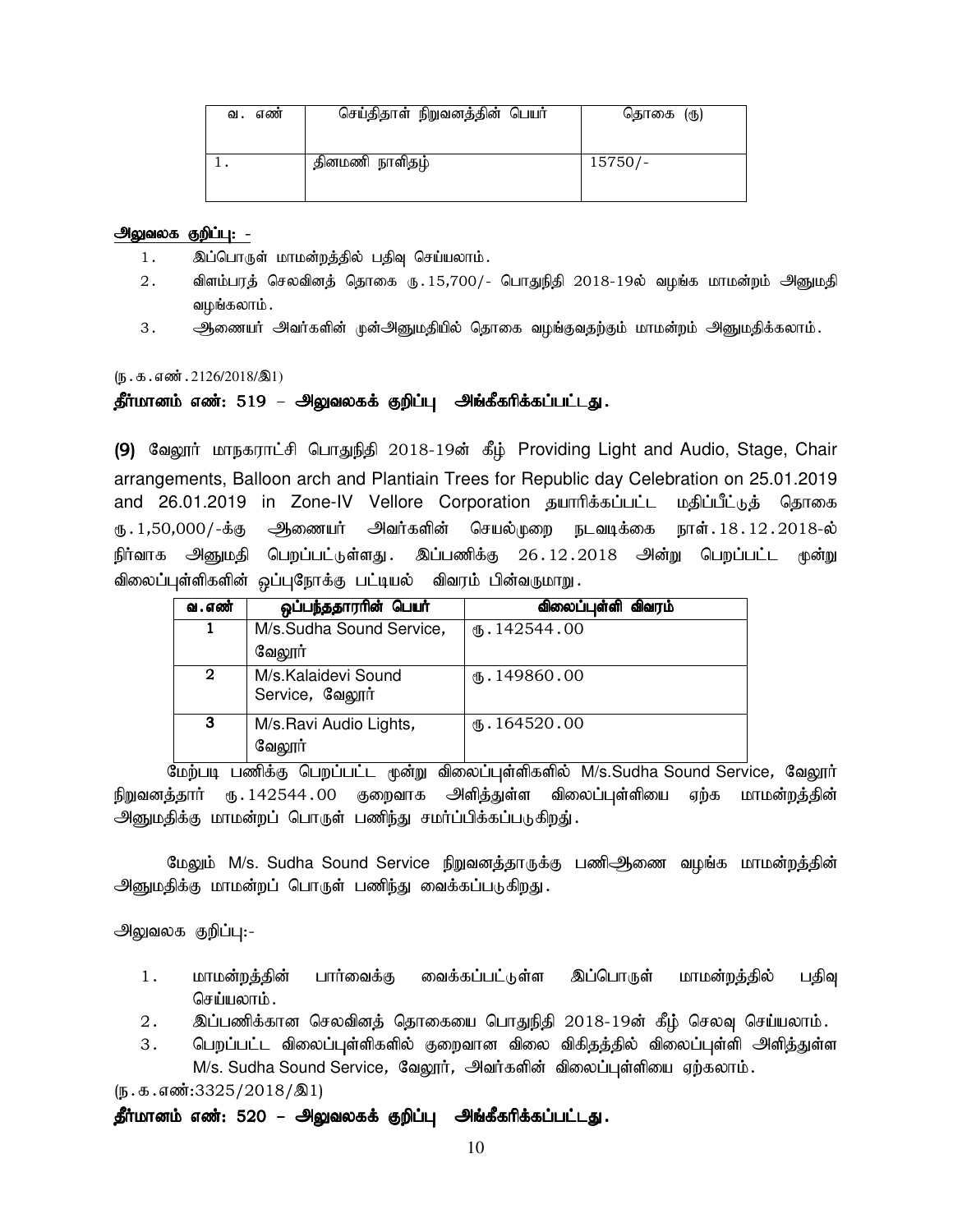| வ. எண் | செய்திதாள் நிறுவனத்தின் பெயர் | தொகை (ரு) |
|---|---|---|
| 1. | தினமணி நாளிதழ் | 15750/- |

**அலுவலக குறிப்பு: -**

1. இப்பொருள் மாமன்றத்தில் பதிவு செய்யலாம்.
2. விளம்பரத் செலவினத் தொகை ரு.15,700/- பொதுநிதி 2018-19ல் வழங்க மாமன்றம் அனுமதி வழங்கலாம்.
3. ஆணையர் அவர்களின் முன்அனுமதியில் தொகை வழங்குவதற்கும் மாமன்றம் அனுமதிக்கலாம்.

(ந.க.எண்.2126/2018/இ1)

**தீர்மானம் எண்: 519 – அலுவலகக் குறிப்பு அங்கீகரிக்கப்பட்டது.**

**(9)** வேலூர் மாநகராட்சி பொதுநிதி 2018-19ன் கீழ் Providing Light and Audio, Stage, Chair arrangements, Balloon arch and Plantiain Trees for Republic day Celebration on 25.01.2019 and 26.01.2019 in Zone-IV Vellore Corporation தயாரிக்கப்பட்ட மதிப்பீட்டுத் தொகை ரு.1,50,000/-க்கு ஆணையர் அவர்களின் செயல்முறை நடவடிக்கை நாள்.18.12.2018-ல் நிர்வாக அனுமதி பெறப்பட்டுள்ளது. இப்பணிக்கு 26.12.2018 அன்று பெறப்பட்ட மூன்று விலைப்புள்ளிகளின் ஒப்புநோக்கு பட்டியல் விவரம் பின்வருமாறு.

| வ.எண் | ஒப்பந்ததாரரின் பெயர் | விலைப்புள்ளி விவரம் |
|---|---|---|
| 1 | M/s.Sudha Sound Service, வேலூர் | ரு.142544.00 |
| 2 | M/s.Kalaidevi Sound Service, வேலூர் | ரு.149860.00 |
| 3 | M/s.Ravi Audio Lights, வேலூர் | ரு.164520.00 |

மேற்படி பணிக்கு பெறப்பட்ட மூன்று விலைப்புள்ளிகளில் M/s.Sudha Sound Service, வேலூர் நிறுவனத்தார் ரு.142544.00 குறைவாக அளித்துள்ள விலைப்புள்ளியை ஏற்க மாமன்றத்தின் அனுமதிக்கு மாமன்றப் பொருள் பணிந்து சமர்ப்பிக்கப்படுகிறது.

மேலும் M/s. Sudha Sound Service நிறுவனத்தாருக்கு பணிஆணை வழங்க மாமன்றத்தின் அனுமதிக்கு மாமன்றப் பொருள் பணிந்து வைக்கப்படுகிறது.

அலுவலக குறிப்பு:-

1. மாமன்றத்தின் பார்வைக்கு வைக்கப்பட்டுள்ள இப்பொருள் மாமன்றத்தில் பதிவு செய்யலாம்.
2. இப்பணிக்கான செலவினத் தொகையை பொதுநிதி 2018-19ன் கீழ் செலவு செய்யலாம்.
3. பெறப்பட்ட விலைப்புள்ளிகளில் குறைவான விலை விகிதத்தில் விலைப்புள்ளி அளித்துள்ள M/s. Sudha Sound Service, வேலூர், அவர்களின் விலைப்புள்ளியை ஏற்கலாம்.

(ந.க.எண்:3325/2018/இ1)

**தீர்மானம் எண்: 520 – அலுவலகக் குறிப்பு அங்கீகரிக்கப்பட்டது.**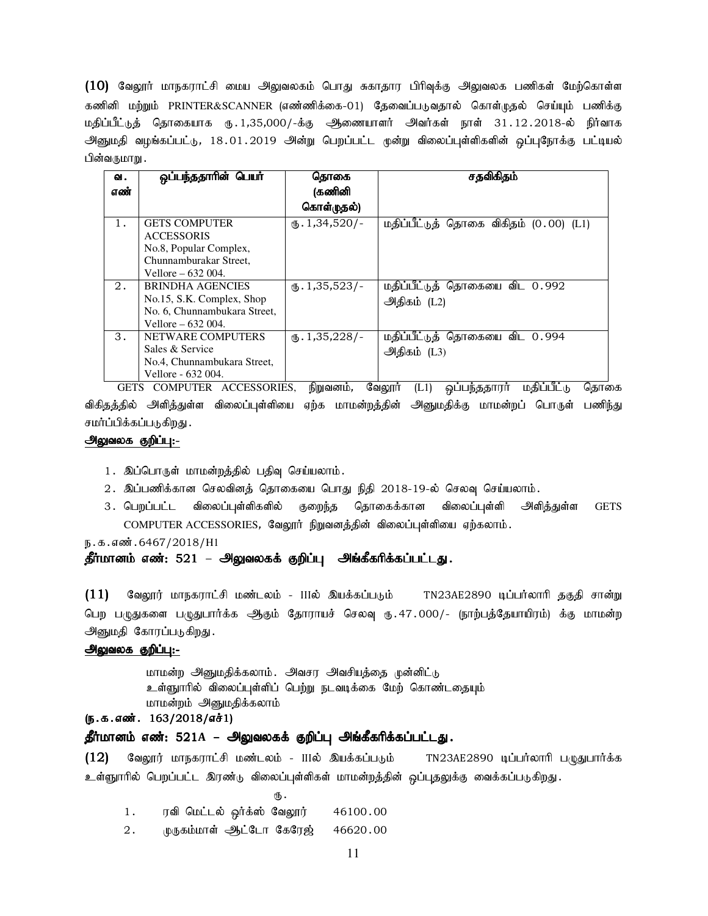**(10)** வேலூர் மாநகராட்சி மைய அலுவலகம் பொது சுகாதார பிரிவுக்கு அலுவலக பணிகள் மேற்கொள்ள கணினி மற்றும் PRINTER&SCANNER (எண்ணிக்கை-01) தேவைப்படுவதால் கொள்முதல் செய்யும் பணிக்கு மதிப்பீட்டுத் தொகையாக ரு.1,35,000/-க்கு ஆணையாளர் அவர்கள் நாள் 31.12.2018-ல் நிர்வாக அனுமதி வழங்கப்பட்டு, 18.01.2019 அன்று பெறப்பட்ட மூன்று விலைப்புள்ளிகளின் ஒப்புநோக்கு பட்டியல் பின்வருமாறு.

| வ. எண் | ஒப்பந்ததாரின் பெயர் | தொகை (கணினி கொள்முதல்) | சதவிகிதம் |
|---|---|---|---|
| 1. | GETS COMPUTER ACCESSORIS No.8, Popular Complex, Chunnamburakar Street, Vellore – 632 004. | ரு.1,34,520/- | மதிப்பீட்டுத் தொகை விகிதம் (0.00) (L1) |
| 2. | BRINDHA AGENCIES No.15, S.K. Complex, Shop No. 6, Chunnambukara Street, Vellore – 632 004. | ரு.1,35,523/- | மதிப்பீட்டுத் தொகையை விட 0.992 அதிகம் (L2) |
| 3. | NETWARE COMPUTERS Sales & Service No.4, Chunnambukara Street, Vellore - 632 004. | ரு.1,35,228/- | மதிப்பீட்டுத் தொகையை விட 0.994 அதிகம் (L3) |

GETS COMPUTER ACCESSORIES, நிறுவனம், வேலூர் (L1) ஒப்பந்ததாரர் மதிப்பீட்டு தொகை விகிதத்தில் அளித்துள்ள விலைப்புள்ளியை ஏற்க மாமன்றத்தின் அனுமதிக்கு மாமன்றப் பொருள் பணிந்து சமர்ப்பிக்கப்படுகிறது.

**அலுவலக குறிப்பு:-**

1. இப்பொருள் மாமன்றத்தில் பதிவு செய்யலாம்.
2. இப்பணிக்கான செலவினத் தொகையை பொது நிதி 2018-19-ல் செலவு செய்யலாம்.
3. பெறப்பட்ட விலைப்புள்ளிகளில் குறைந்த தொகைக்கான விலைப்புள்ளி அளித்துள்ள GETS COMPUTER ACCESSORIES, வேலூர் நிறுவனத்தின் விலைப்புள்ளியை ஏற்கலாம்.

ந.க.எண்.6467/2018/H1

**தீர்மானம் எண்: 521 – அலுவலகக் குறிப்பு அங்கீகரிக்கப்பட்டது.**

**(11)** வேலூர் மாநகராட்சி மண்டலம் - IIIல் இயக்கப்படும் TN23AE2890 டிப்பர்லாரி தகுதி சான்று பெற பழுதுகளை பழுதுபார்க்க ஆகும் தோராயச் செலவு ரு.47.000/- (நாற்பத்தேயாயிரம்) க்கு மாமன்ற அனுமதி கோரப்படுகிறது.

**அலுவலக குறிப்பு:-**

மாமன்ற அனுமதிக்கலாம். அவசர அவசியத்தை முன்னிட்டு
உள்ளூரில் விலைப்புள்ளிப் பெற்று நடவடிக்கை மேற் கொண்டதையும்
மாமன்றம் அனுமதிக்கலாம்

**(ந.க.எண். 163/2018/எச்1)**

**தீர்மானம் எண்: 521A – அலுவலகக் குறிப்பு அங்கீகரிக்கப்பட்டது.**

**(12)** வேலூர் மாநகராட்சி மண்டலம் - IIIல் இயக்கப்படும் TN23AE2890 டிப்பர்லாரி பழுதுபார்க்க உள்ளூரில் பெறப்பட்ட இரண்டு விலைப்புள்ளிகள் மாமன்றத்தின் ஒப்புதலுக்கு வைக்கப்படுகிறது.

| | | ரு. |
|---|---|---|
| 1. | ரவி மெட்டல் ஒர்க்ஸ் வேலூர் | 46100.00 |
| 2. | முருகம்மாள் ஆட்டோ கேரேஜ் | 46620.00 |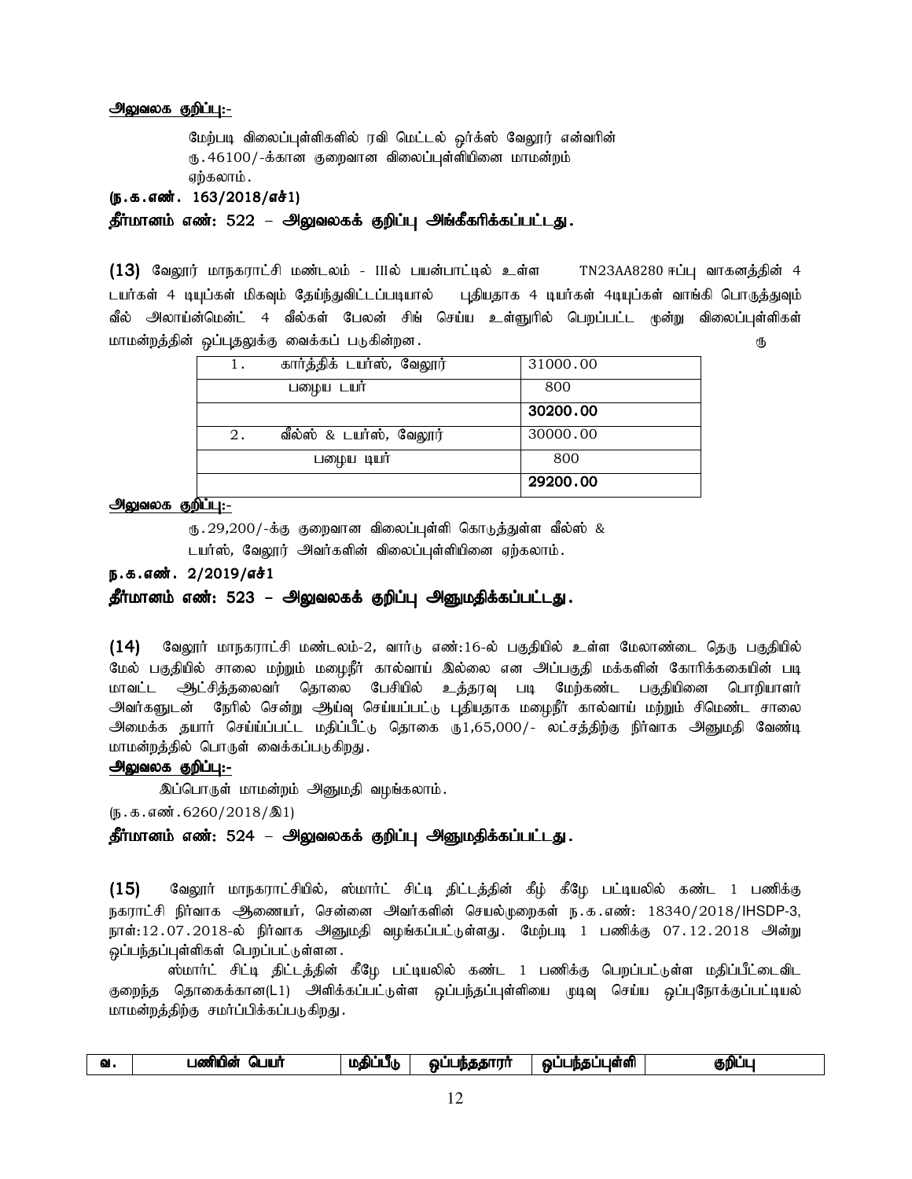**அலுவலக குறிப்பு:-**

மேற்படி விலைப்புள்ளிகளில் ரவி மெட்டல் ஒர்க்ஸ் வேலூர் என்வரின் ரூ.46100/-க்கான குறைவான விலைப்புள்ளியினை மாமன்றம் ஏற்கலாம்.

**(ந.க.எண். 163/2018/எச்1)**

**தீர்மானம் எண்: 522 – அலுவலகக் குறிப்பு அங்கீகரிக்கப்பட்டது.**

**(13)** வேலூர் மாநகராட்சி மண்டலம் - IIIல் பயன்பாட்டில் உள்ள TN23AA8280 ஈப்பு வாகனத்தின் 4 டயர்கள் 4 டியூப்கள் மிகவும் தேய்ந்துவிட்டப்படியால் புதியதாக 4 டியர்கள் 4டியூப்கள் வாங்கி பொருத்துவும் வீல் அலாய்ன்மெண்ட் 4 வீல்கள் பேலன் சிங் செய்ய உள்ளூரில் பெறப்பட்ட மூன்று விலைப்புள்ளிகள் மாமன்றத்தின் ஒப்புதலுக்கு வைக்கப் படுகின்றன.

ரூ

| | | |
|---|---|---|
| 1. | கார்த்திக் டயர்ஸ், வேலூர் | 31000.00 |
| | பழைய டயர் | 800 |
| | | **30200.00** |
| 2. | வீல்ஸ் & டயர்ஸ், வேலூர் | 30000.00 |
| | பழைய டியர் | 800 |
| | | **29200.00** |

**அலுவலக குறிப்பு:-**

ரூ.29,200/-க்கு குறைவான விலைப்புள்ளி கொடுத்துள்ள வீல்ஸ் & டயர்ஸ், வேலூர் அவர்களின் விலைப்புள்ளியினை ஏற்கலாம்.

**ந.க.எண். 2/2019/எச்1**

**தீர்மானம் எண்: 523 – அலுவலகக் குறிப்பு அனுமதிக்கப்பட்டது.**

**(14)** வேலூர் மாநகராட்சி மண்டலம்-2, வார்டு எண்:16-ல் பகுதியில் உள்ள மேலாண்டை தெரு பகுதியில் மேல் பகுதியில் சாலை மற்றும் மழைநீர் கால்வாய் இல்லை என அப்பகுதி மக்களின் கோரிக்கையின் படி மாவட்ட ஆட்சித்தலைவர் தொலை பேசியில் உத்தரவு படி மேற்கண்ட பகுதியினை பொறியாளர் அவர்களுடன் நேரில் சென்று ஆய்வு செய்யப்பட்டு புதியதாக மழைநீர் கால்வாய் மற்றும் சிமெண்ட சாலை அமைக்க தயார் செய்ய்ப்பட்ட மதிப்பீட்டு தொகை ரூ1,65,000/- லட்சத்திற்கு நிர்வாக அனுமதி வேண்டி மாமன்றத்தில் பொருள் வைக்கப்படுகிறது.

**அலுவலக குறிப்பு:-**

இப்பொருள் மாமன்றம் அனுமதி வழங்கலாம்.

(ந.க.எண்.6260/2018/இ1)

**தீர்மானம் எண்: 524 – அலுவலகக் குறிப்பு அனுமதிக்கப்பட்டது.**

**(15)** வேலூர் மாநகராட்சியில், ஸ்மார்ட் சிட்டி திட்டத்தின் கீழ் கீழே பட்டியலில் கண்ட 1 பணிக்கு நகராட்சி நிர்வாக ஆணையர், சென்னை அவர்களின் செயல்முறைகள் ந.க.எண்: 18340/2018/IHSDP-3, நாள்:12.07.2018-ல் நிர்வாக அனுமதி வழங்கப்பட்டுள்ளது. மேற்படி 1 பணிக்கு 07.12.2018 அன்று ஒப்பந்தப்புள்ளிகள் பெறப்பட்டுள்ளன.

ஸ்மார்ட் சிட்டி திட்டத்தின் கீழே பட்டியலில் கண்ட 1 பணிக்கு பெறப்பட்டுள்ள மதிப்பீட்டைவிட குறைந்த தொகைக்கான(L1) அளிக்கப்பட்டுள்ள ஒப்பந்தப்புள்ளியை முடிவு செய்ய ஒப்புநோக்குப்பட்டியல் மாமன்றத்திற்கு சமர்ப்பிக்கப்படுகிறது.

| வ. | பணியின் பெயர் | மதிப்பீடு | ஒப்பந்ததாரர் | ஒப்பந்தப்புள்ளி | குறிப்பு |
|---|---|---|---|---|---|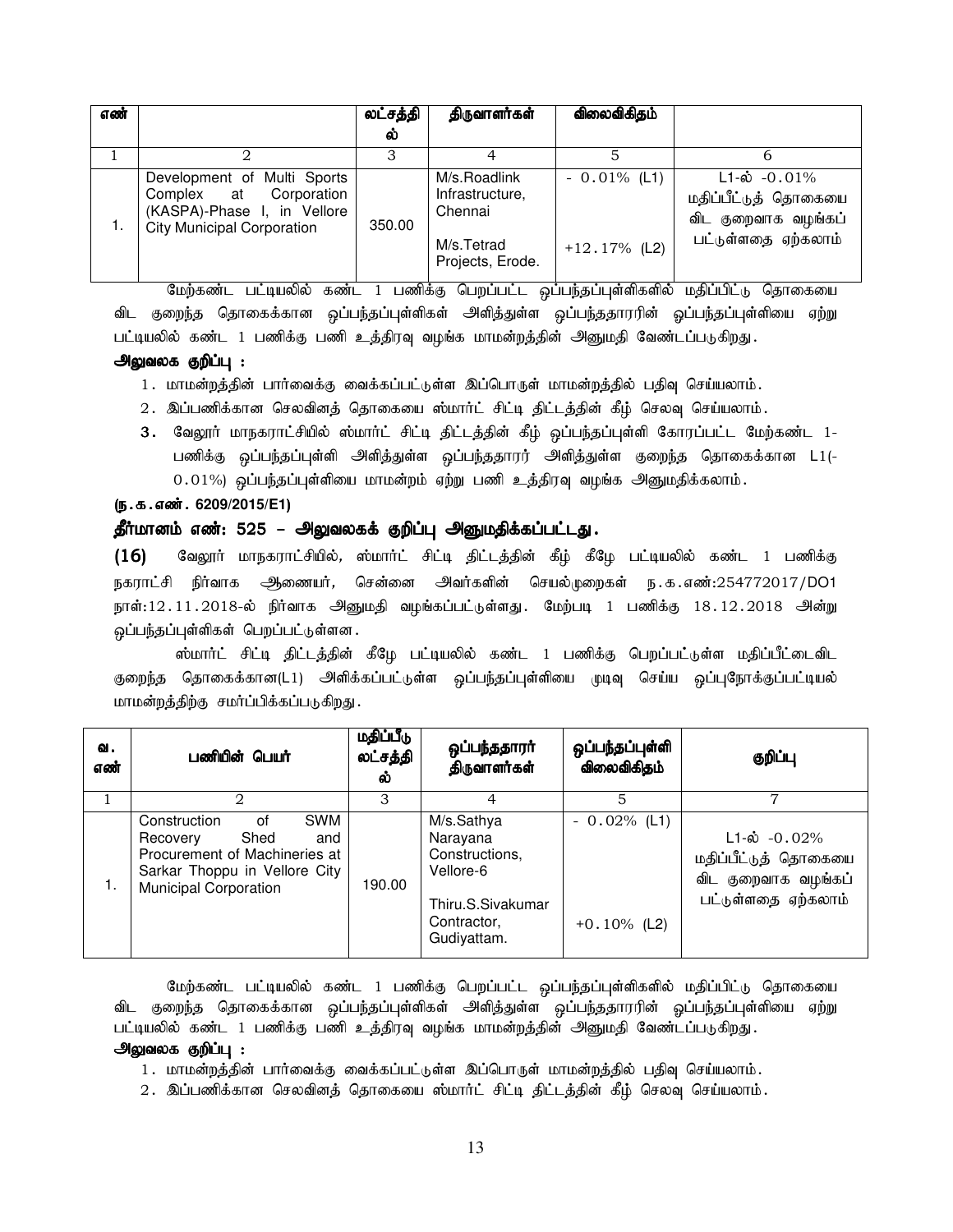| எண் | | லட்சத்தில் | திருவாளர்கள் | விலைவிகிதம் | |
|---|---|---|---|---|---|
| 1 | 2 | 3 | 4 | 5 | 6 |
| 1. | Development of Multi Sports Complex at Corporation (KASPA)-Phase I, in Vellore City Municipal Corporation | 350.00 | M/s.Roadlink Infrastructure, Chennai<br><br>M/s.Tetrad Projects, Erode. | - 0.01% (L1)<br><br>+12.17% (L2) | L1-ல் -0.01% மதிப்பீட்டுத் தொகையை விட குறைவாக வழங்கப் பட்டுள்ளதை ஏற்கலாம் |

மேற்கண்ட பட்டியலில் கண்ட 1 பணிக்கு பெறப்பட்ட ஒப்பந்தப்புள்ளிகளில் மதிப்பிட்டு தொகையை விட குறைந்த தொகைக்கான ஒப்பந்தப்புள்ளிகள் அளித்துள்ள ஒப்பந்ததாரரின் ஒப்பந்தப்புள்ளியை ஏற்று பட்டியலில் கண்ட 1 பணிக்கு பணி உத்திரவு வழங்க மாமன்றத்தின் அனுமதி வேண்டப்படுகிறது.

**அலுவலக குறிப்பு :**

1. மாமன்றத்தின் பார்வைக்கு வைக்கப்பட்டுள்ள இப்பொருள் மாமன்றத்தில் பதிவு செய்யலாம்.
2. இப்பணிக்கான செலவினத் தொகையை ஸ்மார்ட் சிட்டி திட்டத்தின் கீழ் செலவு செய்யலாம்.
3. வேலூர் மாநகராட்சியில் ஸ்மார்ட் சிட்டி திட்டத்தின் கீழ் ஒப்பந்தப்புள்ளி கோரப்பட்ட மேற்கண்ட 1-பணிக்கு ஒப்பந்தப்புள்ளி அளித்துள்ள ஒப்பந்ததாரர் அளித்துள்ள குறைந்த தொகைக்கான L1(-0.01%) ஒப்பந்தப்புள்ளியை மாமன்றம் ஏற்று பணி உத்திரவு வழங்க அனுமதிக்கலாம்.

**(ந.க.எண். 6209/2015/E1)**

**தீர்மானம் எண்: 525 – அலுவலகக் குறிப்பு அனுமதிக்கப்பட்டது.**

**(16)** வேலூர் மாநகராட்சியில், ஸ்மார்ட் சிட்டி திட்டத்தின் கீழ் கீழே பட்டியலில் கண்ட 1 பணிக்கு நகராட்சி நிர்வாக ஆணையர், சென்னை அவர்களின் செயல்முறைகள் ந.க.எண்:254772017/DO1 நாள்:12.11.2018-ல் நிர்வாக அனுமதி வழங்கப்பட்டுள்ளது. மேற்படி 1 பணிக்கு 18.12.2018 அன்று ஒப்பந்தப்புள்ளிகள் பெறப்பட்டுள்ளன.

ஸ்மார்ட் சிட்டி திட்டத்தின் கீழே பட்டியலில் கண்ட 1 பணிக்கு பெறப்பட்டுள்ள மதிப்பீட்டைவிட குறைந்த தொகைக்கான(L1) அளிக்கப்பட்டுள்ள ஒப்பந்தப்புள்ளியை முடிவு செய்ய ஒப்புநோக்குப்பட்டியல் மாமன்றத்திற்கு சமர்ப்பிக்கப்படுகிறது.

| வ. எண் | பணியின் பெயர் | மதிப்பீடு லட்சத்தில் | ஒப்பந்ததாரர் திருவாளர்கள் | ஒப்பந்தப்புள்ளி விலைவிகிதம் | குறிப்பு |
|---|---|---|---|---|---|
| 1 | 2 | 3 | 4 | 5 | 7 |
| 1. | Construction of SWM Recovery Shed and Procurement of Machineries at Sarkar Thoppu in Vellore City Municipal Corporation | 190.00 | M/s.Sathya Narayana Constructions, Vellore-6<br><br>Thiru.S.Sivakumar Contractor, Gudiyattam. | - 0.02% (L1)<br><br>+0.10% (L2) | L1-ல் -0.02% மதிப்பீட்டுத் தொகையை விட குறைவாக வழங்கப் பட்டுள்ளதை ஏற்கலாம் |

மேற்கண்ட பட்டியலில் கண்ட 1 பணிக்கு பெறப்பட்ட ஒப்பந்தப்புள்ளிகளில் மதிப்பிட்டு தொகையை விட குறைந்த தொகைக்கான ஒப்பந்தப்புள்ளிகள் அளித்துள்ள ஒப்பந்ததாரரின் ஒப்பந்தப்புள்ளியை ஏற்று பட்டியலில் கண்ட 1 பணிக்கு பணி உத்திரவு வழங்க மாமன்றத்தின் அனுமதி வேண்டப்படுகிறது.

**அலுவலக குறிப்பு :**

1. மாமன்றத்தின் பார்வைக்கு வைக்கப்பட்டுள்ள இப்பொருள் மாமன்றத்தில் பதிவு செய்யலாம்.
2. இப்பணிக்கான செலவினத் தொகையை ஸ்மார்ட் சிட்டி திட்டத்தின் கீழ் செலவு செய்யலாம்.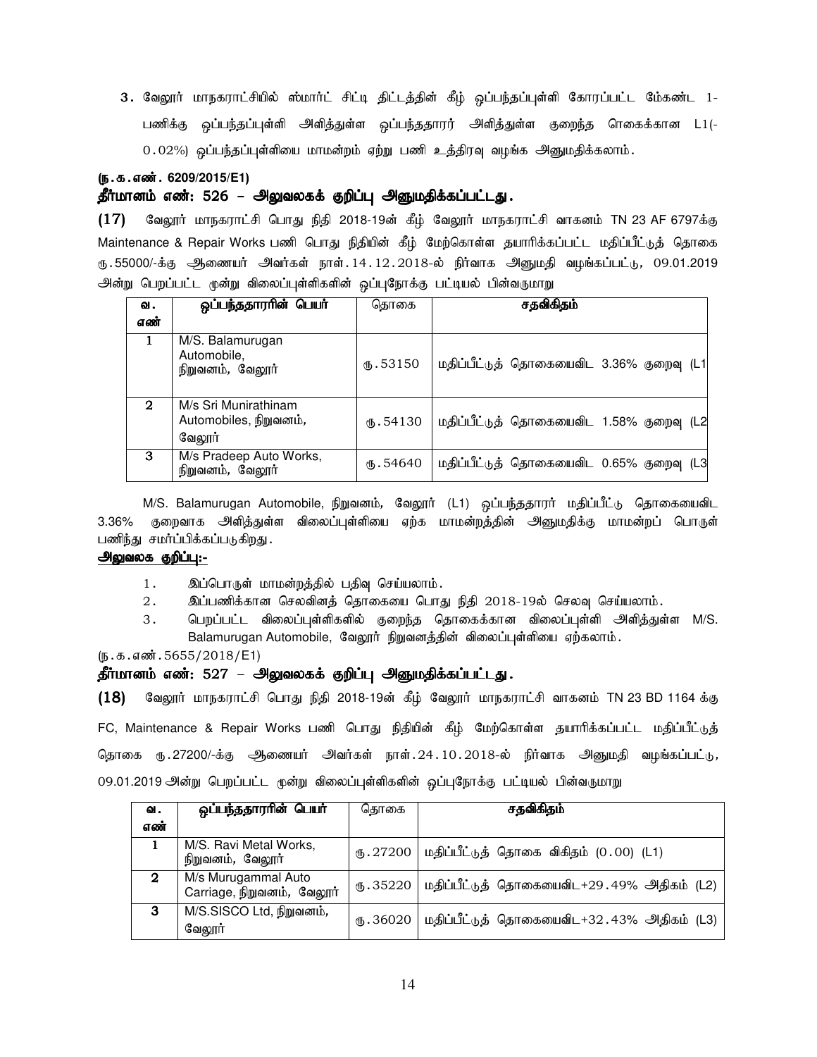3. வேலூர் மாநகராட்சியில் ஸ்மார்ட் சிட்டி திட்டத்தின் கீழ் ஒப்பந்தப்புள்ளி கோரப்பட்ட மேற்கண்ட 1-பணிக்கு ஒப்பந்தப்புள்ளி அளித்துள்ள ஒப்பந்ததாரர் அளித்துள்ள குறைந்த ரொகைக்கான L1(-0.02%) ஒப்பந்தப்புள்ளியை மாமன்றம் ஏற்று பணி உத்திரவு வழங்க அனுமதிக்கலாம்.

**(ந.க.எண். 6209/2015/E1)**

### தீர்மானம் எண்: 526 – அலுவலகக் குறிப்பு அனுமதிக்கப்பட்டது.

**(17)** வேலூர் மாநகராட்சி பொது நிதி 2018-19ன் கீழ் வேலூர் மாநகராட்சி வாகனம் TN 23 AF 6797க்கு Maintenance & Repair Works பணி பொது நிதியின் கீழ் மேற்கொள்ள தயாரிக்கப்பட்ட மதிப்பீட்டுத் தொகை ரு.55000/-க்கு ஆணையர் அவர்கள் நாள்.14.12.2018-ல் நிர்வாக அனுமதி வழங்கப்பட்டு, 09.01.2019 அன்று பெறப்பட்ட மூன்று விலைப்புள்ளிகளின் ஒப்புநோக்கு பட்டியல் பின்வருமாறு

| வ. எண் | ஒப்பந்ததாரரின் பெயர் | தொகை | சதவிகிதம் |
|---|---|---|---|
| 1 | M/S. Balamurugan Automobile, நிறுவனம், வேலூர் | ரு.53150 | மதிப்பீட்டுத் தொகையைவிட 3.36% குறைவு (L1 |
| 2 | M/s Sri Munirathinam Automobiles, நிறுவனம், வேலூர் | ரு.54130 | மதிப்பீட்டுத் தொகையைவிட 1.58% குறைவு (L2 |
| 3 | M/s Pradeep Auto Works, நிறுவனம், வேலூர் | ரு.54640 | மதிப்பீட்டுத் தொகையைவிட 0.65% குறைவு (L3 |

M/S. Balamurugan Automobile, நிறுவனம், வேலூர் (L1) ஒப்பந்ததாரர் மதிப்பீட்டு தொகையைவிட 3.36% குறைவாக அளித்துள்ள விலைப்புள்ளியை ஏற்க மாமன்றத்தின் அனுமதிக்கு மாமன்றப் பொருள் பணிந்து சமர்ப்பிக்கப்படுகிறது.

**அலுவலக குறிப்பு:-**

1. இப்பொருள் மாமன்றத்தில் பதிவு செய்யலாம்.
2. இப்பணிக்கான செலவினத் தொகையை பொது நிதி 2018-19ல் செலவு செய்யலாம்.
3. பெறப்பட்ட விலைப்புள்ளிகளில் குறைந்த தொகைக்கான விலைப்புள்ளி அளித்துள்ள M/S. Balamurugan Automobile, வேலூர் நிறுவனத்தின் விலைப்புள்ளியை ஏற்கலாம்.

(ந.க.எண்.5655/2018/E1)

### தீர்மானம் எண்: 527 – அலுவலகக் குறிப்பு அனுமதிக்கப்பட்டது.

**(18)** வேலூர் மாநகராட்சி பொது நிதி 2018-19ன் கீழ் வேலூர் மாநகராட்சி வாகனம் TN 23 BD 1164 க்கு FC, Maintenance & Repair Works பணி பொது நிதியின் கீழ் மேற்கொள்ள தயாரிக்கப்பட்ட மதிப்பீட்டுத் தொகை ரு.27200/-க்கு ஆணையர் அவர்கள் நாள்.24.10.2018-ல் நிர்வாக அனுமதி வழங்கப்பட்டு, 09.01.2019 அன்று பெறப்பட்ட மூன்று விலைப்புள்ளிகளின் ஒப்புநோக்கு பட்டியல் பின்வருமாறு

| வ. எண் | ஒப்பந்ததாரரின் பெயர் | தொகை | சதவிகிதம் |
|---|---|---|---|
| 1 | M/S. Ravi Metal Works, நிறுவனம், வேலூர் | ரு.27200 | மதிப்பீட்டுத் தொகை விகிதம் (0.00) (L1) |
| 2 | M/s Murugammal Auto Carriage, நிறுவனம், வேலூர் | ரு.35220 | மதிப்பீட்டுத் தொகையைவிட+29.49% அதிகம் (L2) |
| 3 | M/S.SISCO Ltd, நிறுவனம், வேலூர் | ரு.36020 | மதிப்பீட்டுத் தொகையைவிட+32.43% அதிகம் (L3) |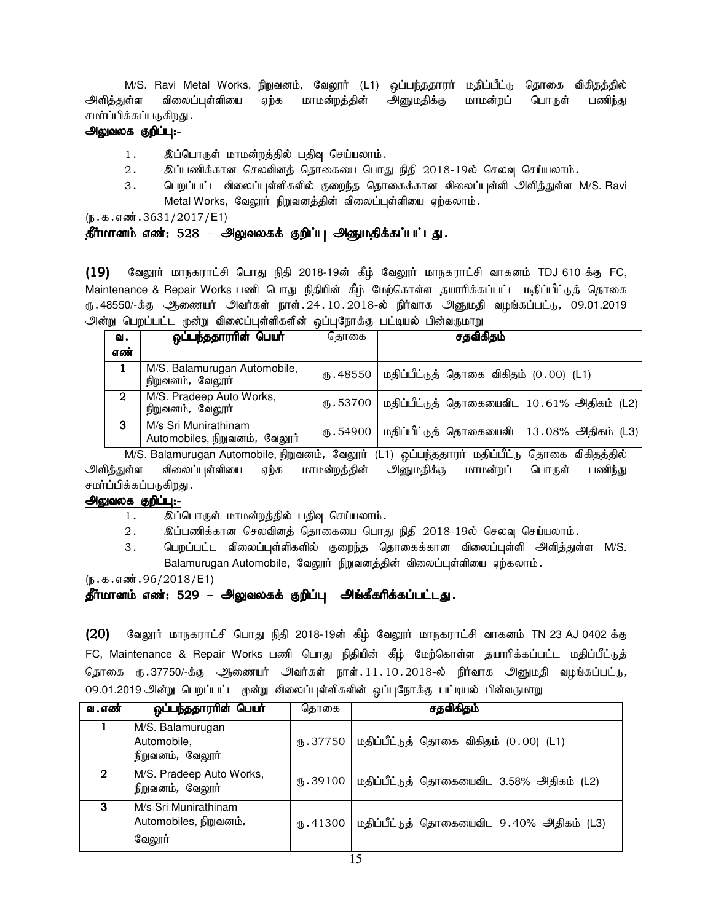M/S. Ravi Metal Works, நிறுவனம், வேலூா் (L1) ஒப்பந்ததாரா் மதிப்பீட்டு தொகை விகிதத்தில் அளித்துள்ள விலைப்புள்ளியை ஏற்க மாமன்றத்தின் அனுமதிக்கு மாமன்றப் பொருள் பணிந்து சமா்ப்பிக்கப்படுகிறது.

**அலுவலக குறிப்பு:-**

1. இப்பொருள் மாமன்றத்தில் பதிவு செய்யலாம்.
2. இப்பணிக்கான செலவினத் தொகையை பொது நிதி 2018-19ல் செலவு செய்யலாம்.
3. பெறப்பட்ட விலைப்புள்ளிகளில் குறைந்த தொகைக்கான விலைப்புள்ளி அளித்துள்ள M/S. Ravi Metal Works, வேலூா் நிறுவனத்தின் விலைப்புள்ளியை ஏற்கலாம்.

(ந.க.எண்.3631/2017/E1)

**தீா்மானம் எண்: 528 – அலுவலகக் குறிப்பு அனுமதிக்கப்பட்டது.**

**(19)** வேலூா் மாநகராட்சி பொது நிதி 2018-19ன் கீழ் வேலூா் மாநகராட்சி வாகனம் TDJ 610 க்கு FC, Maintenance & Repair Works பணி பொது நிதியின் கீழ் மேற்கொள்ள தயாரிக்கப்பட்ட மதிப்பீட்டுத் தொகை ரு.48550/-க்கு ஆணையா் அவா்கள் நாள்.24.10.2018-ல் நிா்வாக அனுமதி வழங்கப்பட்டு, 09.01.2019 அன்று பெறப்பட்ட மூன்று விலைப்புள்ளிகளின் ஒப்புநோக்கு பட்டியல் பின்வருமாறு

| வ. எண் | ஒப்பந்ததாரரின் பெயர் | தொகை | சதவிகிதம் |
|---|---|---|---|
| 1 | M/S. Balamurugan Automobile, நிறுவனம், வேலூா் | ரு.48550 | மதிப்பீட்டுத் தொகை விகிதம் (0.00) (L1) |
| 2 | M/S. Pradeep Auto Works, நிறுவனம், வேலூா் | ரு.53700 | மதிப்பீட்டுத் தொகையைவிட 10.61% அதிகம் (L2) |
| 3 | M/s Sri Munirathinam Automobiles, நிறுவனம், வேலூா் | ரு.54900 | மதிப்பீட்டுத் தொகையைவிட 13.08% அதிகம் (L3) |

M/S. Balamurugan Automobile, நிறுவனம், வேலூா் (L1) ஒப்பந்ததாரா் மதிப்பீட்டு தொகை விகிதத்தில் அளித்துள்ள விலைப்புள்ளியை ஏற்க மாமன்றத்தின் அனுமதிக்கு மாமன்றப் பொருள் பணிந்து சமா்ப்பிக்கப்படுகிறது.

**அலுவலக குறிப்பு:-**

1. இப்பொருள் மாமன்றத்தில் பதிவு செய்யலாம்.
2. இப்பணிக்கான செலவினத் தொகையை பொது நிதி 2018-19ல் செலவு செய்யலாம்.
3. பெறப்பட்ட விலைப்புள்ளிகளில் குறைந்த தொகைக்கான விலைப்புள்ளி அளித்துள்ள M/S. Balamurugan Automobile, வேலூா் நிறுவனத்தின் விலைப்புள்ளியை ஏற்கலாம்.

(ந.க.எண்.96/2018/E1)

**தீா்மானம் எண்: 529 – அலுவலகக் குறிப்பு அங்கீகரிக்கப்பட்டது.**

**(20)** வேலூா் மாநகராட்சி பொது நிதி 2018-19ன் கீழ் வேலூா் மாநகராட்சி வாகனம் TN 23 AJ 0402 க்கு FC, Maintenance & Repair Works பணி பொது நிதியின் கீழ் மேற்கொள்ள தயாரிக்கப்பட்ட மதிப்பீட்டுத் தொகை ரு.37750/-க்கு ஆணையா் அவா்கள் நாள்.11.10.2018-ல் நிா்வாக அனுமதி வழங்கப்பட்டு, 09.01.2019 அன்று பெறப்பட்ட மூன்று விலைப்புள்ளிகளின் ஒப்புநோக்கு பட்டியல் பின்வருமாறு

| வ.எண் | ஒப்பந்ததாரரின் பெயர் | தொகை | சதவிகிதம் |
|---|---|---|---|
| 1 | M/S. Balamurugan Automobile, நிறுவனம், வேலூா் | ரு.37750 | மதிப்பீட்டுத் தொகை விகிதம் (0.00) (L1) |
| 2 | M/S. Pradeep Auto Works, நிறுவனம், வேலூா் | ரு.39100 | மதிப்பீட்டுத் தொகையைவிட 3.58% அதிகம் (L2) |
| 3 | M/s Sri Munirathinam Automobiles, நிறுவனம், வேலூா் | ரு.41300 | மதிப்பீட்டுத் தொகையைவிட 9.40% அதிகம் (L3) |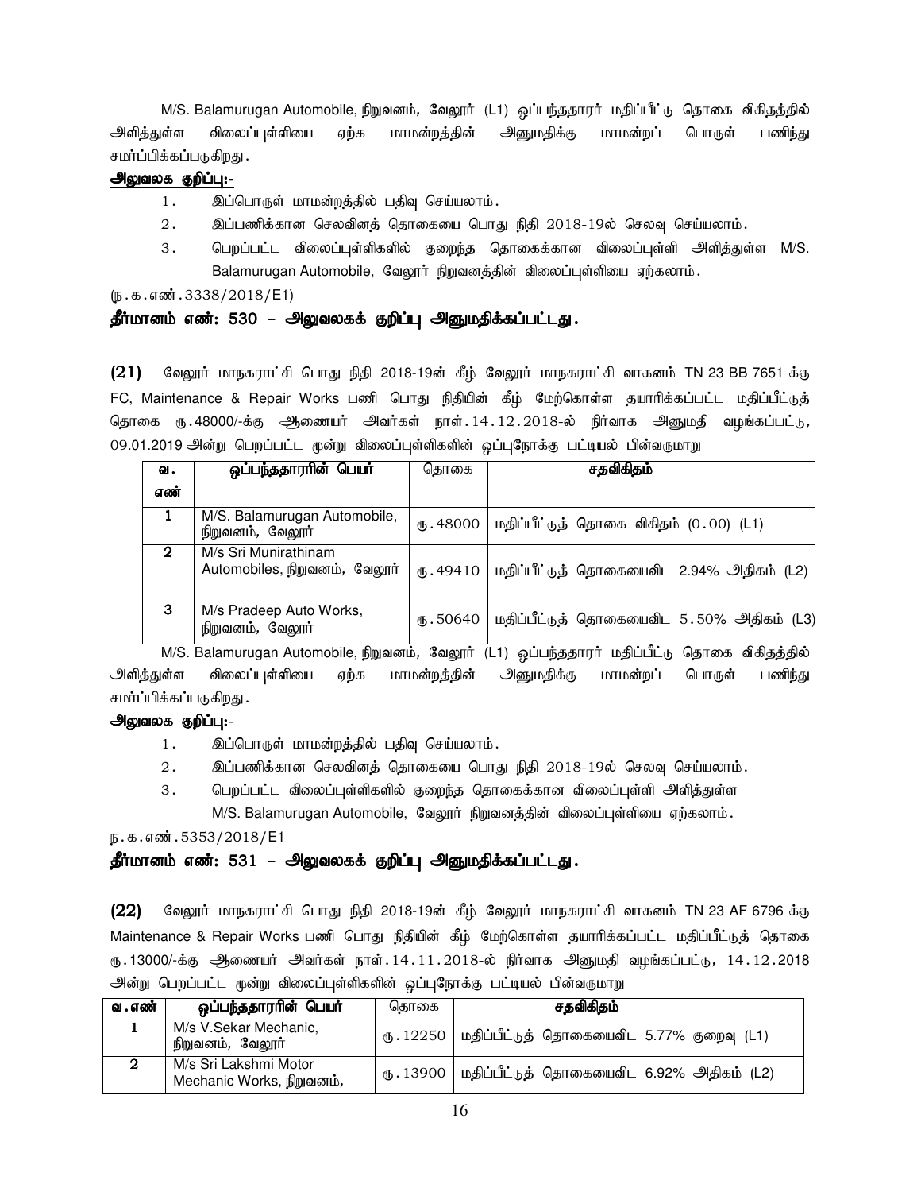M/S. Balamurugan Automobile, நிறுவனம், வேலூர் (L1) ஒப்பந்ததாரர் மதிப்பீட்டு தொகை விகிதத்தில் அளித்துள்ள விலைப்புள்ளியை ஏற்க மாமன்றத்தின் அனுமதிக்கு மாமன்றப் பொருள் பணிந்து சமர்ப்பிக்கப்படுகிறது.

**அலுவலக குறிப்பு:-**

1. இப்பொருள் மாமன்றத்தில் பதிவு செய்யலாம்.
2. இப்பணிக்கான செலவினத் தொகையை பொது நிதி 2018-19ல் செலவு செய்யலாம்.
3. பெறப்பட்ட விலைப்புள்ளிகளில் குறைந்த தொகைக்கான விலைப்புள்ளி அளித்துள்ள M/S. Balamurugan Automobile, வேலூர் நிறுவனத்தின் விலைப்புள்ளியை ஏற்கலாம்.

(ந.க.எண்.3338/2018/E1)

**தீர்மானம் எண்: 530 – அலுவலகக் குறிப்பு அனுமதிக்கப்பட்டது.**

**(21)** வேலூர் மாநகராட்சி பொது நிதி 2018-19ன் கீழ் வேலூர் மாநகராட்சி வாகனம் TN 23 BB 7651 க்கு FC, Maintenance & Repair Works பணி பொது நிதியின் கீழ் மேற்கொள்ள தயாரிக்கப்பட்ட மதிப்பீட்டுத் தொகை ரு.48000/-க்கு ஆணையர் அவர்கள் நாள்.14.12.2018-ல் நிர்வாக அனுமதி வழங்கப்பட்டு, 09.01.2019 அன்று பெறப்பட்ட மூன்று விலைப்புள்ளிகளின் ஒப்புநோக்கு பட்டியல் பின்வருமாறு

| வ. எண் | ஒப்பந்ததாரரின் பெயர் | தொகை | சதவிகிதம் |
|---|---|---|---|
| 1 | M/S. Balamurugan Automobile, நிறுவனம், வேலூர் | ரு.48000 | மதிப்பீட்டுத் தொகை விகிதம் (0.00) (L1) |
| 2 | M/s Sri Munirathinam Automobiles, நிறுவனம், வேலூர் | ரு.49410 | மதிப்பீட்டுத் தொகையைவிட 2.94% அதிகம் (L2) |
| 3 | M/s Pradeep Auto Works, நிறுவனம், வேலூர் | ரு.50640 | மதிப்பீட்டுத் தொகையைவிட 5.50% அதிகம் (L3) |

M/S. Balamurugan Automobile, நிறுவனம், வேலூர் (L1) ஒப்பந்ததாரர் மதிப்பீட்டு தொகை விகிதத்தில் அளித்துள்ள விலைப்புள்ளியை ஏற்க மாமன்றத்தின் அனுமதிக்கு மாமன்றப் பொருள் பணிந்து சமர்ப்பிக்கப்படுகிறது.

**அலுவலக குறிப்பு:-**

1. இப்பொருள் மாமன்றத்தில் பதிவு செய்யலாம்.
2. இப்பணிக்கான செலவினத் தொகையை பொது நிதி 2018-19ல் செலவு செய்யலாம்.
3. பெறப்பட்ட விலைப்புள்ளிகளில் குறைந்த தொகைக்கான விலைப்புள்ளி அளித்துள்ள M/S. Balamurugan Automobile, வேலூர் நிறுவனத்தின் விலைப்புள்ளியை ஏற்கலாம்.

ந.க.எண்.5353/2018/E1

**தீர்மானம் எண்: 531 – அலுவலகக் குறிப்பு அனுமதிக்கப்பட்டது.**

**(22)** வேலூர் மாநகராட்சி பொது நிதி 2018-19ன் கீழ் வேலூர் மாநகராட்சி வாகனம் TN 23 AF 6796 க்கு Maintenance & Repair Works பணி பொது நிதியின் கீழ் மேற்கொள்ள தயாரிக்கப்பட்ட மதிப்பீட்டுத் தொகை ரு.13000/-க்கு ஆணையர் அவர்கள் நாள்.14.11.2018-ல் நிர்வாக அனுமதி வழங்கப்பட்டு, 14.12.2018 அன்று பெறப்பட்ட மூன்று விலைப்புள்ளிகளின் ஒப்புநோக்கு பட்டியல் பின்வருமாறு

| வ.எண் | ஒப்பந்ததாரரின் பெயர் | தொகை | சதவிகிதம் |
|---|---|---|---|
| 1 | M/s V.Sekar Mechanic, நிறுவனம், வேலூர் | ரு.12250 | மதிப்பீட்டுத் தொகையைவிட 5.77% குறைவு (L1) |
| 2 | M/s Sri Lakshmi Motor Mechanic Works, நிறுவனம், | ரு.13900 | மதிப்பீட்டுத் தொகையைவிட 6.92% அதிகம் (L2) |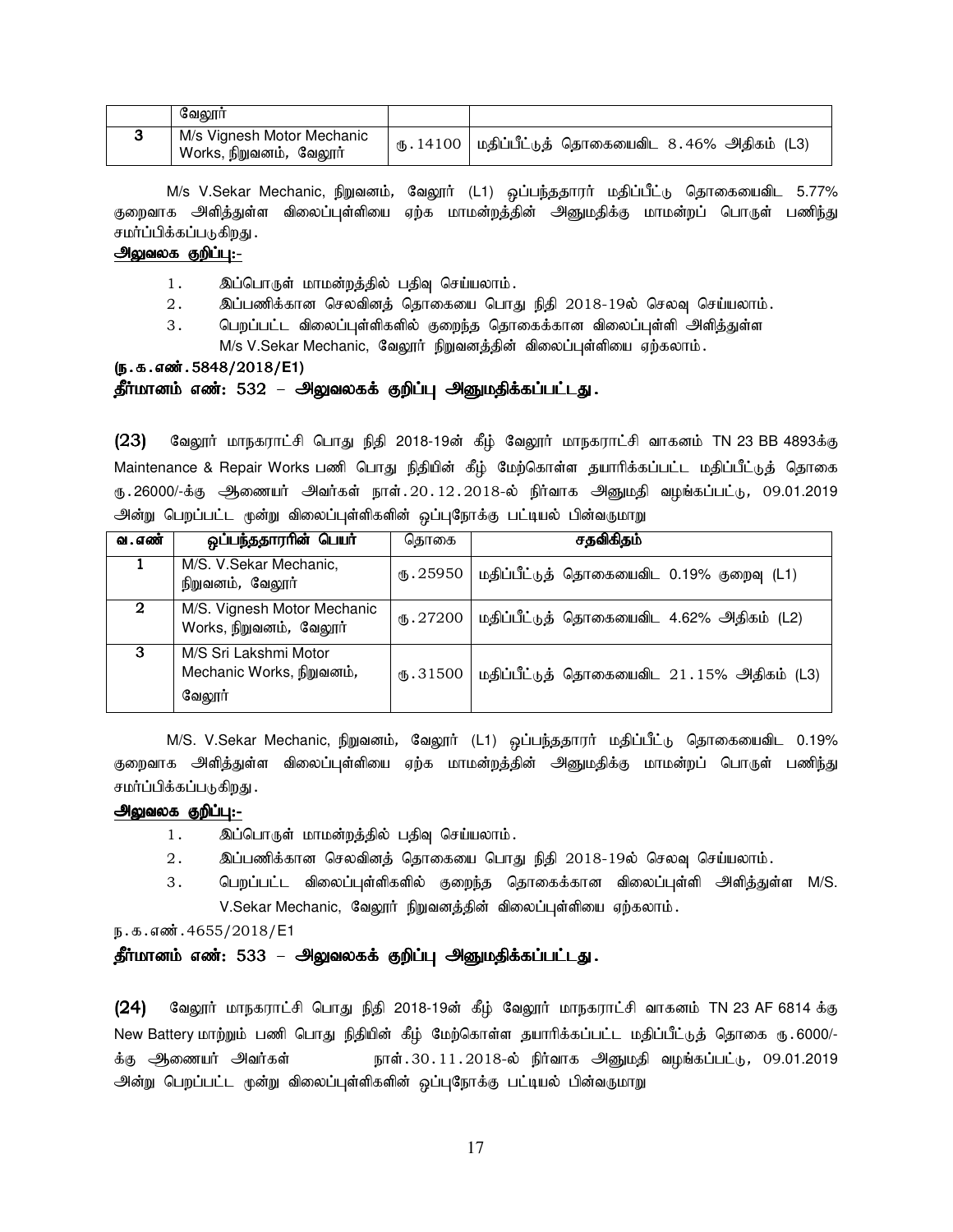| | வேலூர் | | |
|---|---|---|---|
| 3 | M/s Vignesh Motor Mechanic Works, நிறுவனம், வேலூர் | ரூ.14100 | மதிப்பீட்டுத் தொகையைவிட 8.46% அதிகம் (L3) |

M/s V.Sekar Mechanic, நிறுவனம், வேலூர் (L1) ஒப்பந்ததாரர் மதிப்பீட்டு தொகையைவிட 5.77% குறைவாக அளித்துள்ள விலைப்புள்ளியை ஏற்க மாமன்றத்தின் அனுமதிக்கு மாமன்றப் பொருள் பணிந்து சமர்ப்பிக்கப்படுகிறது.

**அலுவலக குறிப்பு:-**

1. இப்பொருள் மாமன்றத்தில் பதிவு செய்யலாம்.
2. இப்பணிக்கான செலவினத் தொகையை பொது நிதி 2018-19ல் செலவு செய்யலாம்.
3. பெறப்பட்ட விலைப்புள்ளிகளில் குறைந்த தொகைக்கான விலைப்புள்ளி அளித்துள்ள M/s V.Sekar Mechanic, வேலூர் நிறுவனத்தின் விலைப்புள்ளியை ஏற்கலாம்.

**(ந.க.எண்.5848/2018/E1)**

**தீர்மானம் எண்: 532 – அலுவலகக் குறிப்பு அனுமதிக்கப்பட்டது.**

**(23)** வேலூர் மாநகராட்சி பொது நிதி 2018-19ன் கீழ் வேலூர் மாநகராட்சி வாகனம் TN 23 BB 4893க்கு Maintenance & Repair Works பணி பொது நிதியின் கீழ் மேற்கொள்ள தயாரிக்கப்பட்ட மதிப்பீட்டுத் தொகை ரூ.26000/-க்கு ஆணையர் அவர்கள் நாள்.20.12.2018-ல் நிர்வாக அனுமதி வழங்கப்பட்டு, 09.01.2019 அன்று பெறப்பட்ட மூன்று விலைப்புள்ளிகளின் ஒப்புநோக்கு பட்டியல் பின்வருமாறு

| வ.எண் | ஒப்பந்ததாரரின் பெயர் | தொகை | சதவிகிதம் |
|---|---|---|---|
| 1 | M/S. V.Sekar Mechanic, நிறுவனம், வேலூர் | ரூ.25950 | மதிப்பீட்டுத் தொகையைவிட 0.19% குறைவு (L1) |
| 2 | M/S. Vignesh Motor Mechanic Works, நிறுவனம், வேலூர் | ரூ.27200 | மதிப்பீட்டுத் தொகையைவிட 4.62% அதிகம் (L2) |
| 3 | M/S Sri Lakshmi Motor Mechanic Works, நிறுவனம், வேலூர் | ரூ.31500 | மதிப்பீட்டுத் தொகையைவிட 21.15% அதிகம் (L3) |

M/S. V.Sekar Mechanic, நிறுவனம், வேலூர் (L1) ஒப்பந்ததாரர் மதிப்பீட்டு தொகையைவிட 0.19% குறைவாக அளித்துள்ள விலைப்புள்ளியை ஏற்க மாமன்றத்தின் அனுமதிக்கு மாமன்றப் பொருள் பணிந்து சமர்ப்பிக்கப்படுகிறது.

**அலுவலக குறிப்பு:-**

1. இப்பொருள் மாமன்றத்தில் பதிவு செய்யலாம்.
2. இப்பணிக்கான செலவினத் தொகையை பொது நிதி 2018-19ல் செலவு செய்யலாம்.
3. பெறப்பட்ட விலைப்புள்ளிகளில் குறைந்த தொகைக்கான விலைப்புள்ளி அளித்துள்ள M/S. V.Sekar Mechanic, வேலூர் நிறுவனத்தின் விலைப்புள்ளியை ஏற்கலாம்.

ந.க.எண்.4655/2018/E1

**தீர்மானம் எண்: 533 – அலுவலகக் குறிப்பு அனுமதிக்கப்பட்டது.**

**(24)** வேலூர் மாநகராட்சி பொது நிதி 2018-19ன் கீழ் வேலூர் மாநகராட்சி வாகனம் TN 23 AF 6814 க்கு New Battery மாற்றும் பணி பொது நிதியின் கீழ் மேற்கொள்ள தயாரிக்கப்பட்ட மதிப்பீட்டுத் தொகை ரூ.6000/-க்கு ஆணையர் அவர்கள் நாள்.30.11.2018-ல் நிர்வாக அனுமதி வழங்கப்பட்டு, 09.01.2019 அன்று பெறப்பட்ட மூன்று விலைப்புள்ளிகளின் ஒப்புநோக்கு பட்டியல் பின்வருமாறு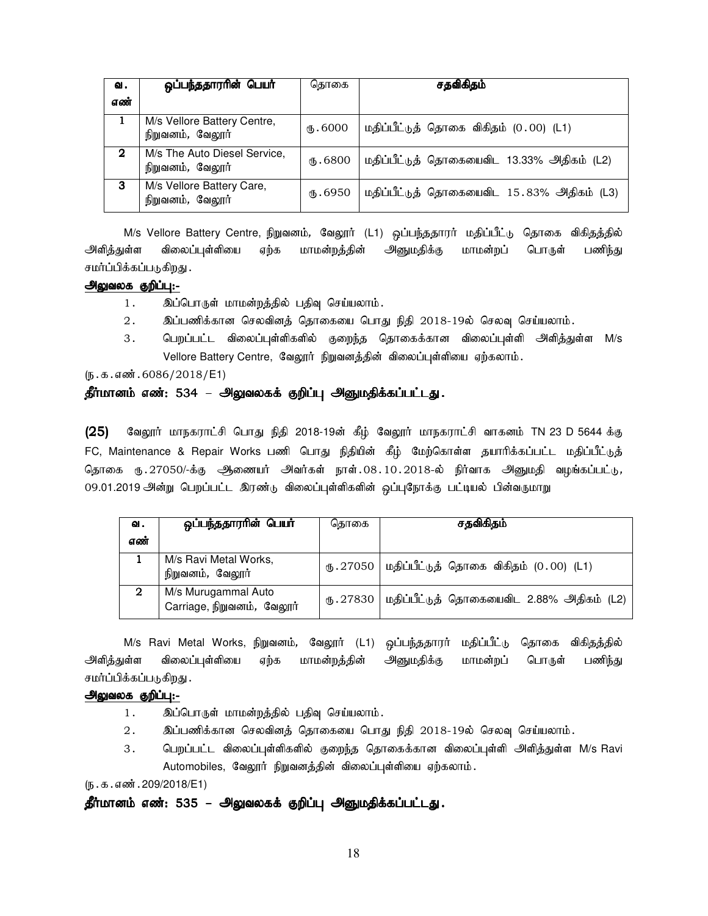| வ. எண் | ஒப்பந்ததாரரின் பெயர் | தொகை | சதவிகிதம் |
|---|---|---|---|
| 1 | M/s Vellore Battery Centre, நிறுவனம், வேலூர் | ரூ.6000 | மதிப்பீட்டுத் தொகை விகிதம் (0.00) (L1) |
| 2 | M/s The Auto Diesel Service, நிறுவனம், வேலூர் | ரூ.6800 | மதிப்பீட்டுத் தொகையைவிட 13.33% அதிகம் (L2) |
| 3 | M/s Vellore Battery Care, நிறுவனம், வேலூர் | ரூ.6950 | மதிப்பீட்டுத் தொகையைவிட 15.83% அதிகம் (L3) |

M/s Vellore Battery Centre, நிறுவனம், வேலூர் (L1) ஒப்பந்ததாரர் மதிப்பீட்டு தொகை விகிதத்தில் அளித்துள்ள விலைப்புள்ளியை ஏற்க மாமன்றத்தின் அனுமதிக்கு மாமன்றப் பொருள் பணிந்து சமர்ப்பிக்கப்படுகிறது.

**அலுவலக குறிப்பு:-**

1. இப்பொருள் மாமன்றத்தில் பதிவு செய்யலாம்.
2. இப்பணிக்கான செலவினத் தொகையை பொது நிதி 2018-19ல் செலவு செய்யலாம்.
3. பெறப்பட்ட விலைப்புள்ளிகளில் குறைந்த தொகைக்கான விலைப்புள்ளி அளித்துள்ள M/s Vellore Battery Centre, வேலூர் நிறுவனத்தின் விலைப்புள்ளியை ஏற்கலாம்.

(ந.க.எண்.6086/2018/E1)

**தீர்மானம் எண்: 534 – அலுவலகக் குறிப்பு அனுமதிக்கப்பட்டது.**

**(25)** வேலூர் மாநகராட்சி பொது நிதி 2018-19ன் கீழ் வேலூர் மாநகராட்சி வாகனம் TN 23 D 5644 க்கு FC, Maintenance & Repair Works பணி பொது நிதியின் கீழ் மேற்கொள்ள தயாரிக்கப்பட்ட மதிப்பீட்டுத் தொகை ரூ.27050/-க்கு ஆணையர் அவர்கள் நாள்.08.10.2018-ல் நிர்வாக அனுமதி வழங்கப்பட்டு, 09.01.2019 அன்று பெறப்பட்ட இரண்டு விலைப்புள்ளிகளின் ஒப்புநோக்கு பட்டியல் பின்வருமாறு

| வ. எண் | ஒப்பந்ததாரரின் பெயர் | தொகை | சதவிகிதம் |
|---|---|---|---|
| 1 | M/s Ravi Metal Works, நிறுவனம், வேலூர் | ரூ.27050 | மதிப்பீட்டுத் தொகை விகிதம் (0.00) (L1) |
| 2 | M/s Murugammal Auto Carriage, நிறுவனம், வேலூர் | ரூ.27830 | மதிப்பீட்டுத் தொகையைவிட 2.88% அதிகம் (L2) |

M/s Ravi Metal Works, நிறுவனம், வேலூர் (L1) ஒப்பந்ததாரர் மதிப்பீட்டு தொகை விகிதத்தில் அளித்துள்ள விலைப்புள்ளியை ஏற்க மாமன்றத்தின் அனுமதிக்கு மாமன்றப் பொருள் பணிந்து சமர்ப்பிக்கப்படுகிறது.

**அலுவலக குறிப்பு:-**

1. இப்பொருள் மாமன்றத்தில் பதிவு செய்யலாம்.
2. இப்பணிக்கான செலவினத் தொகையை பொது நிதி 2018-19ல் செலவு செய்யலாம்.
3. பெறப்பட்ட விலைப்புள்ளிகளில் குறைந்த தொகைக்கான விலைப்புள்ளி அளித்துள்ள M/s Ravi Automobiles, வேலூர் நிறுவனத்தின் விலைப்புள்ளியை ஏற்கலாம்.

(ந.க.எண்.209/2018/E1)

**தீர்மானம் எண்: 535 – அலுவலகக் குறிப்பு அனுமதிக்கப்பட்டது.**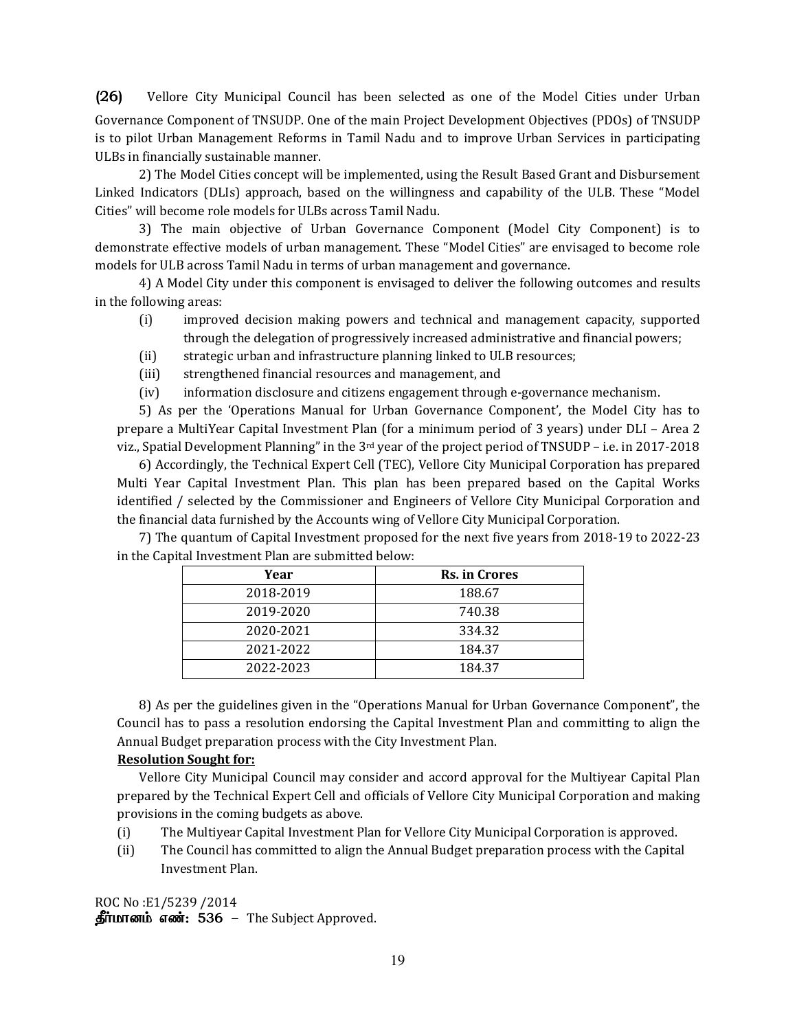(26) Vellore City Municipal Council has been selected as one of the Model Cities under Urban Governance Component of TNSUDP. One of the main Project Development Objectives (PDOs) of TNSUDP is to pilot Urban Management Reforms in Tamil Nadu and to improve Urban Services in participating ULBs in financially sustainable manner.

2) The Model Cities concept will be implemented, using the Result Based Grant and Disbursement Linked Indicators (DLIs) approach, based on the willingness and capability of the ULB. These "Model Cities" will become role models for ULBs across Tamil Nadu.

3) The main objective of Urban Governance Component (Model City Component) is to demonstrate effective models of urban management. These "Model Cities" are envisaged to become role models for ULB across Tamil Nadu in terms of urban management and governance.

4) A Model City under this component is envisaged to deliver the following outcomes and results in the following areas:

(i) improved decision making powers and technical and management capacity, supported through the delegation of progressively increased administrative and financial powers;

(ii) strategic urban and infrastructure planning linked to ULB resources;

(iii) strengthened financial resources and management, and

(iv) information disclosure and citizens engagement through e-governance mechanism.

5) As per the 'Operations Manual for Urban Governance Component', the Model City has to prepare a MultiYear Capital Investment Plan (for a minimum period of 3 years) under DLI – Area 2 viz., Spatial Development Planning" in the 3rd year of the project period of TNSUDP – i.e. in 2017-2018

6) Accordingly, the Technical Expert Cell (TEC), Vellore City Municipal Corporation has prepared Multi Year Capital Investment Plan. This plan has been prepared based on the Capital Works identified / selected by the Commissioner and Engineers of Vellore City Municipal Corporation and the financial data furnished by the Accounts wing of Vellore City Municipal Corporation.

7) The quantum of Capital Investment proposed for the next five years from 2018-19 to 2022-23 in the Capital Investment Plan are submitted below:

| Year | Rs. in Crores |
|---|---|
| 2018-2019 | 188.67 |
| 2019-2020 | 740.38 |
| 2020-2021 | 334.32 |
| 2021-2022 | 184.37 |
| 2022-2023 | 184.37 |

8) As per the guidelines given in the "Operations Manual for Urban Governance Component", the Council has to pass a resolution endorsing the Capital Investment Plan and committing to align the Annual Budget preparation process with the City Investment Plan.

**Resolution Sought for:**

Vellore City Municipal Council may consider and accord approval for the Multiyear Capital Plan prepared by the Technical Expert Cell and officials of Vellore City Municipal Corporation and making provisions in the coming budgets as above.

(i) The Multiyear Capital Investment Plan for Vellore City Municipal Corporation is approved.

(ii) The Council has committed to align the Annual Budget preparation process with the Capital Investment Plan.

ROC No :E1/5239 /2014

**தீர்மானம் எண்: 536** – The Subject Approved.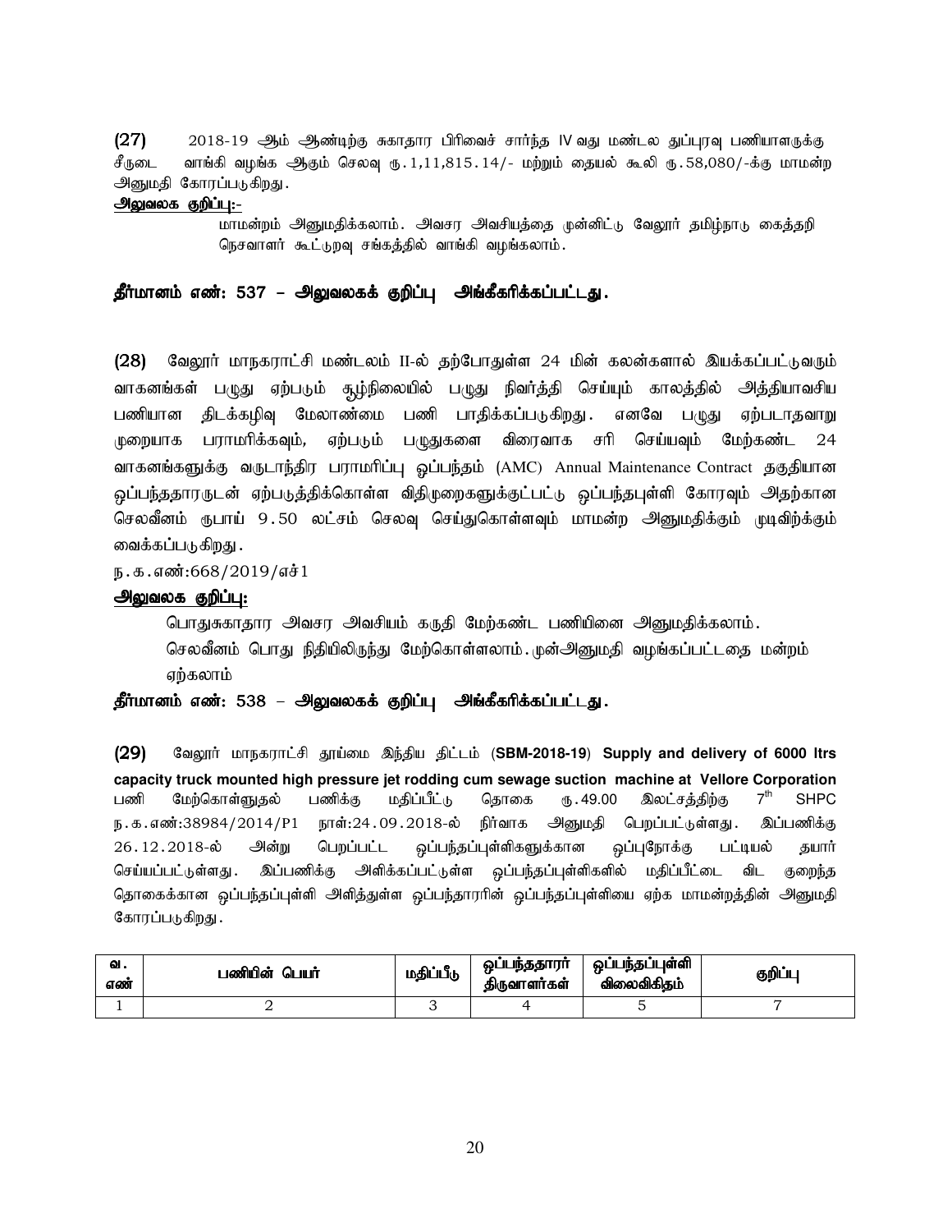**(27)** 2018-19 ஆம் ஆண்டிற்கு சுகாதார பிரிவைச் சார்ந்த IV வது மண்டல துப்புரவு பணியாளருக்கு சீருடை வாங்கி வழங்க ஆகும் செலவு ரு.1,11,815.14/- மற்றும் தையல் கூலி ரு.58,080/-க்கு மாமன்ற அனுமதி கோரப்படுகிறது.

**அலுவலக குறிப்பு:-**

மாமன்றம் அனுமதிக்கலாம். அவசர அவசியத்தை முன்னிட்டு வேலூர் தமிழ்நாடு கைத்தறி நெசவாளர் கூட்டுறவு சங்கத்தில் வாங்கி வழங்கலாம்.

**தீர்மானம் எண்: 537 – அலுவலகக் குறிப்பு அங்கீகரிக்கப்பட்டது.**

**(28)** வேலூர் மாநகராட்சி மண்டலம் II-ல் தற்போதுள்ள 24 மின் கலன்களால் இயக்கப்பட்டுவரும் வாகனங்கள் பழுது ஏற்படும் சூழ்நிலையில் பழுது நிவர்த்தி செய்யும் காலத்தில் அத்தியாவசிய பணியான திடக்கழிவு மேலாண்மை பணி பாதிக்கப்படுகிறது. எனவே பழுது ஏற்படாதவாறு முறையாக பராமரிக்கவும், ஏற்படும் பழுதுகளை விரைவாக சரி செய்யவும் மேற்கண்ட 24 வாகனங்களுக்கு வருடாந்திர பராமரிப்பு ஒப்பந்தம் (AMC) Annual Maintenance Contract தகுதியான ஒப்பந்ததாரருடன் ஏற்படுத்திக்கொள்ள விதிமுறைகளுக்குட்பட்டு ஒப்பந்தபுள்ளி கோரவும் அதற்கான செலவீனம் ரூபாய் 9.50 லட்சம் செலவு செய்துகொள்ளவும் மாமன்ற அனுமதிக்கும் முடிவிற்கும் வைக்கப்படுகிறது.

ந.க.எண்:668/2019/எச்1

**அலுவலக குறிப்பு:**

பொதுசுகாதார அவசர அவசியம் கருதி மேற்கண்ட பணியினை அனுமதிக்கலாம்.
செலவீனம் பொது நிதியிலிருந்து மேற்கொள்ளலாம். முன்அனுமதி வழங்கப்பட்டதை மன்றம் ஏற்கலாம்

**தீர்மானம் எண்: 538 – அலுவலகக் குறிப்பு அங்கீகரிக்கப்பட்டது.**

**(29)** வேலூர் மாநகராட்சி தூய்மை இந்திய திட்டம் (**SBM-2018-19**) **Supply and delivery of 6000 ltrs capacity truck mounted high pressure jet rodding cum sewage suction machine at Vellore Corporation** பணி மேற்கொள்ளுதல் பணிக்கு மதிப்பீட்டு தொகை ரு.49.00 இலட்சத்திற்கு 7th SHPC ந.க.எண்:38984/2014/P1 நாள்:24.09.2018-ல் நிர்வாக அனுமதி பெறப்பட்டுள்ளது. இப்பணிக்கு 26.12.2018-ல் அன்று பெறப்பட்ட ஒப்பந்தப்புள்ளிகளுக்கான ஒப்புநோக்கு பட்டியல் தயார் செய்யப்பட்டுள்ளது. இப்பணிக்கு அளிக்கப்பட்டுள்ள ஒப்பந்தப்புள்ளிகளில் மதிப்பீட்டை விட குறைந்த தொகைக்கான ஒப்பந்தப்புள்ளி அளித்துள்ள ஒப்பந்தாரரின் ஒப்பந்தப்புள்ளியை ஏற்க மாமன்றத்தின் அனுமதி கோரப்படுகிறது.

| வ. எண் | பணியின் பெயர் | மதிப்பீடு | ஒப்பந்ததாரா் திருவாளர்கள் | ஒப்பந்தப்புள்ளி விலைவிகிதம் | குறிப்பு |
|---|---|---|---|---|---|
| 1 | 2 | 3 | 4 | 5 | 7 |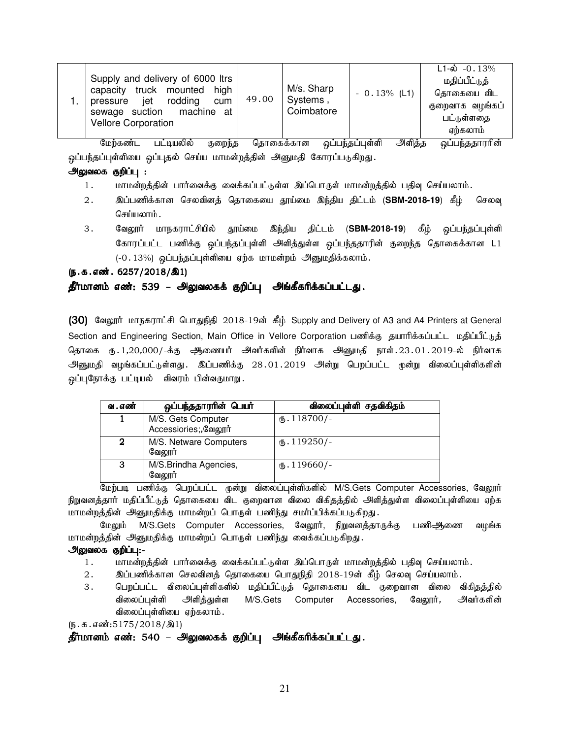| 1. | Supply and delivery of 6000 ltrs capacity truck mounted high pressure jet rodding cum sewage suction machine at Vellore Corporation | 49.00 | M/s. Sharp Systems , Coimbatore | - 0.13% (L1) | L1-ல் -0.13% மதிப்பீட்டுத் தொகையை விட குறைவாக வழங்கப் பட்டுள்ளதை ஏற்கலாம் |
|---|---|---|---|---|---|

மேற்கண்ட பட்டியலில் குறைந்த தொகைக்கான ஒப்பந்தப்புள்ளி அளித்த ஒப்பந்ததாரரின் ஒப்பந்தப்புள்ளியை ஒப்புதல் செய்ய மாமன்றத்தின் அனுமதி கோரப்படுகிறது.

**அலுவலக குறிப்பு :**

1. மாமன்றத்தின் பார்வைக்கு வைக்கப்பட்டுள்ள இப்பொருள் மாமன்றத்தில் பதிவு செய்யலாம்.
2. இப்பணிக்கான செலவினத் தொகையை தூய்மை இந்திய திட்டம் (**SBM-2018-19**) கீழ் செலவு செய்யலாம்.
3. வேலூர் மாநகராட்சியில் தூய்மை இந்திய திட்டம் (**SBM-2018-19**) கீழ் ஒப்பந்தப்புள்ளி கோரப்பட்ட பணிக்கு ஒப்பந்தப்புள்ளி அளித்துள்ள ஒப்பந்ததாரரின் குறைந்த தொகைக்கான L1 (-0.13%) ஒப்பந்தப்புள்ளியை ஏற்க மாமன்றம் அனுமதிக்கலாம்.

**(ந.க.எண். 6257/2018/இ1)**

**தீர்மானம் எண்: 539 – அலுவலகக் குறிப்பு அங்கீகரிக்கப்பட்டது.**

**(30)** வேலூர் மாநகராட்சி பொதுநிதி 2018-19ன் கீழ் Supply and Delivery of A3 and A4 Printers at General Section and Engineering Section, Main Office in Vellore Corporation பணிக்கு தயாரிக்கப்பட்ட மதிப்பீட்டுத் தொகை ரு.1,20,000/-க்கு ஆணையர் அவர்களின் நிர்வாக அனுமதி நாள்.23.01.2019-ல் நிர்வாக அனுமதி வழங்கப்பட்டுள்ளது. இப்பணிக்கு 28.01.2019 அன்று பெறப்பட்ட மூன்று விலைப்புள்ளிகளின் ஒப்புநோக்கு பட்டியல் விவரம் பின்வருமாறு.

| வ.எண் | ஒப்பந்ததாரரின் பெயர் | விலைப்புள்ளி சதவிகிதம் |
|---|---|---|
| 1 | M/S. Gets Computer Accessories;,வேலூர் | ரு.118700/- |
| 2 | M/S. Netware Computers வேலூர் | ரு.119250/- |
| 3 | M/S.Brindha Agencies, வேலூர் | ரு.119660/- |

மேற்படி பணிக்கு பெறப்பட்ட மூன்று விலைப்புள்ளிகளில் M/S.Gets Computer Accessories, வேலூர் நிறுவனத்தார் மதிப்பீட்டுத் தொகையை விட குறைவான விலை விகிதத்தில் அளித்துள்ள விலைப்புள்ளியை ஏற்க மாமன்றத்தின் அனுமதிக்கு மாமன்றப் பொருள் பணிந்து சமர்ப்பிக்கப்படுகிறது.

மேலும் M/S.Gets Computer Accessories, வேலூர், நிறுவனத்தாருக்கு பணிஆணை வழங்க மாமன்றத்தின் அனுமதிக்கு மாமன்றப் பொருள் பணிந்து வைக்கப்படுகிறது.

**அலுவலக குறிப்பு:-**

1. மாமன்றத்தின் பார்வைக்கு வைக்கப்பட்டுள்ள இப்பொருள் மாமன்றத்தில் பதிவு செய்யலாம்.
2. இப்பணிக்கான செலவினத் தொகையை பொதுநிதி 2018-19ன் கீழ் செலவு செய்யலாம்.
3. பெறப்பட்ட விலைப்புள்ளிகளில் மதிப்பீட்டுத் தொகையை விட குறைவான விலை விகிதத்தில் விலைப்புள்ளி அளித்துள்ள M/S.Gets Computer Accessories, வேலூர், அவர்களின் விலைப்புள்ளியை ஏற்கலாம்.

(ந.க.எண்:5175/2018/இ1)

**தீர்மானம் எண்: 540 – அலுவலகக் குறிப்பு அங்கீகரிக்கப்பட்டது.**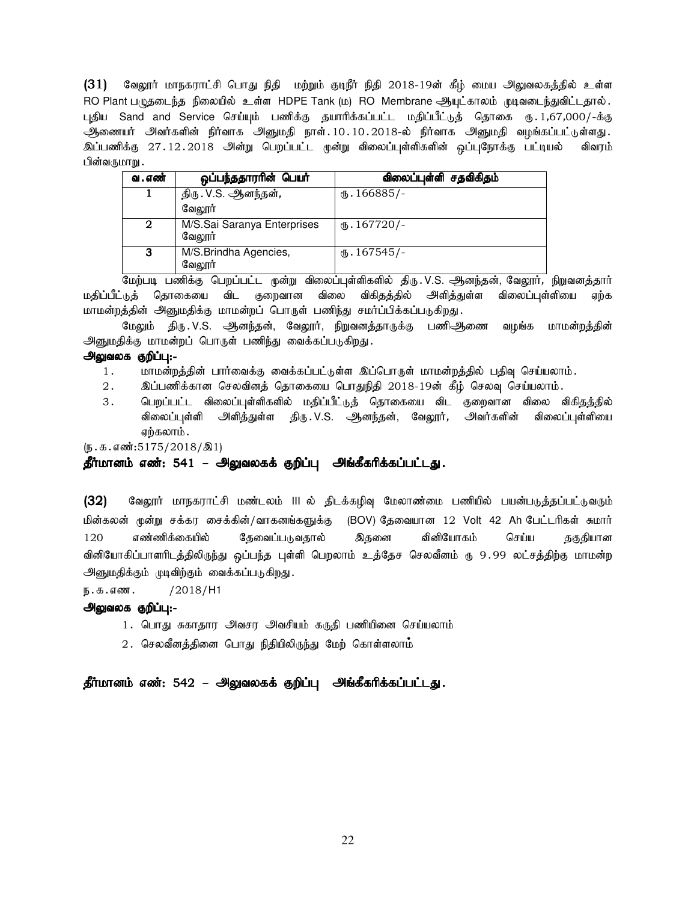**(31)** வேலூர் மாநகராட்சி பொது நிதி மற்றும் குடிநீர் நிதி 2018-19ன் கீழ் மைய அலுவலகத்தில் உள்ள RO Plant பழுதடைந்த நிலையில் உள்ள HDPE Tank (ம) RO Membrane ஆயுட்காலம் முடிவடைந்துவிட்டதால். புதிய Sand and Service செய்யும் பணிக்கு தயாரிக்கப்பட்ட மதிப்பீட்டுத் தொகை ரூ.1,67,000/-க்கு ஆணையர் அவர்களின் நிர்வாக அனுமதி நாள்.10.10.2018-ல் நிர்வாக அனுமதி வழங்கப்பட்டுள்ளது. இப்பணிக்கு 27.12.2018 அன்று பெறப்பட்ட மூன்று விலைப்புள்ளிகளின் ஒப்புநோக்கு பட்டியல் விவரம் பின்வருமாறு.

| வ.எண் | ஒப்பந்ததாரரின் பெயர் | விலைப்புள்ளி சதவிகிதம் |
|---|---|---|
| 1 | திரு.V.S. ஆனந்தன், வேலூர் | ரூ.166885/- |
| 2 | M/S.Sai Saranya Enterprises வேலூர் | ரூ.167720/- |
| 3 | M/S.Brindha Agencies, வேலூர் | ரூ.167545/- |

மேற்படி பணிக்கு பெறப்பட்ட மூன்று விலைப்புள்ளிகளில் திரு.V.S. ஆனந்தன், வேலூர், நிறுவனத்தார் மதிப்பீட்டுத் தொகையை விட குறைவான விலை விகிதத்தில் அளித்துள்ள விலைப்புள்ளியை ஏற்க மாமன்றத்தின் அனுமதிக்கு மாமன்றப் பொருள் பணிந்து சமர்ப்பிக்கப்படுகிறது.

மேலும் திரு.V.S. ஆனந்தன், வேலூர், நிறுவனத்தாருக்கு பணிஆணை வழங்க மாமன்றத்தின் அனுமதிக்கு மாமன்றப் பொருள் பணிந்து வைக்கப்படுகிறது.

**அலுவலக குறிப்பு:-**

1. மாமன்றத்தின் பார்வைக்கு வைக்கப்பட்டுள்ள இப்பொருள் மாமன்றத்தில் பதிவு செய்யலாம்.
2. இப்பணிக்கான செலவினத் தொகையை பொதுநிதி 2018-19ன் கீழ் செலவு செய்யலாம்.
3. பெறப்பட்ட விலைப்புள்ளிகளில் மதிப்பீட்டுத் தொகையை விட குறைவான விலை விகிதத்தில் விலைப்புள்ளி அளித்துள்ள திரு.V.S. ஆனந்தன், வேலூர், அவர்களின் விலைப்புள்ளியை ஏற்கலாம்.

(ந.க.எண்:5175/2018/இ1)

**தீர்மானம் எண்: 541 – அலுவலகக் குறிப்பு அங்கீகரிக்கப்பட்டது.**

**(32)** வேலூர் மாநகராட்சி மண்டலம் III ல் திடக்கழிவு மேலாண்மை பணியில் பயன்படுத்தப்பட்டுவரும் மின்கலன் மூன்று சக்கர சைக்கின்/வாகனங்களுக்கு (BOV) தேவையான 12 Volt 42 Ah பேட்டரிகள் சுமார் 120 எண்ணிக்கையில் தேவைப்படுவதால் இதனை வினியோகம் செய்ய தகுதியான வினியோகிப்பாளரிடத்திலிருந்து ஒப்பந்த புள்ளி பெறலாம் உத்தேச செலவீனம் ரு 9.99 லட்சத்திற்கு மாமன்ற அனுமதிக்கும் முடிவிற்கும் வைக்கப்படுகிறது.

ந.க.எண. /2018/H1

**அலுவலக குறிப்பு:-**

1. பொது சுகாதார அவசர அவசியம் கருதி பணியினை செய்யலாம்
2. செலவீனத்தினை பொது நிதியிலிருந்து மேற் கொள்ளலாம்

**தீர்மானம் எண்: 542 – அலுவலகக் குறிப்பு அங்கீகரிக்கப்பட்டது.**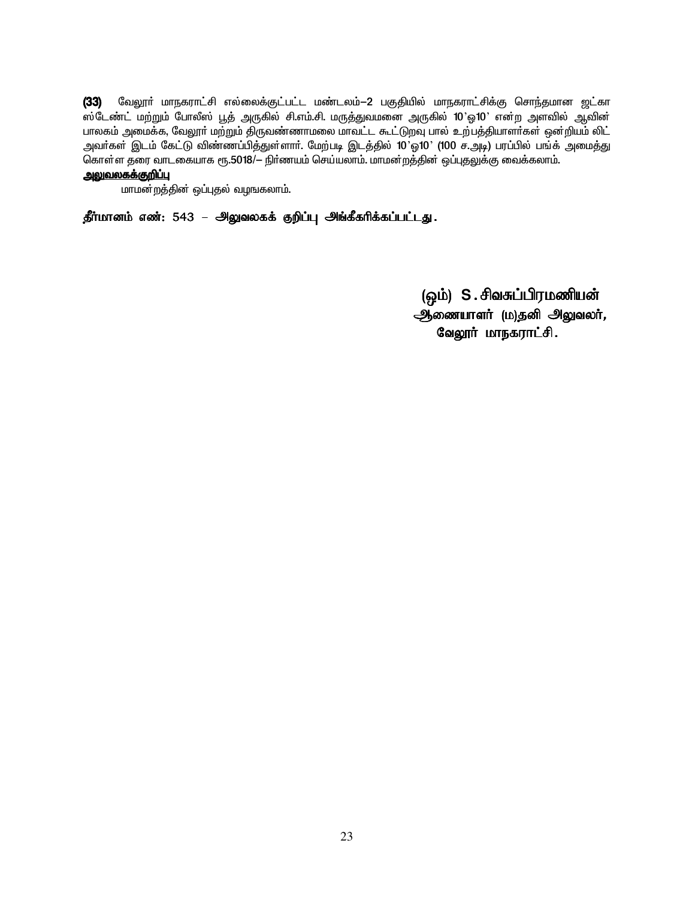**(33)** வேலூர் மாநகராட்சி எல்லைக்குட்பட்ட மண்டலம்–2 பகுதியில் மாநகராட்சிக்கு சொந்தமான ஜட்கா ஸ்டேண்ட் மற்றும் போலீஸ் பூத் அருகில் சி.எம்.சி. மருத்துவமனை அருகில் 10'ஓ10' என்ற அளவில் ஆவின் பாலகம் அமைக்க, வேலூர் மற்றும் திருவண்ணாமலை மாவட்ட கூட்டுறவு பால் உற்பத்தியாளர்கள் ஒன்றியம் லிட் அவர்கள் இடம் கேட்டு விண்ணப்பித்துள்ளார். மேற்படி இடத்தில் 10'ஓ10' (100 ச.அடி) பரப்பில் பங்க் அமைத்து கொள்ள தரை வாடகையாக ரூ.5018/– நிர்ணயம் செய்யலாம். மாமன்றத்தின் ஒப்புதலுக்கு வைக்கலாம்.

**<u>அலுவலகக்குறிப்பு</u>**

மாமன்றத்தின் ஒப்புதல் வழஙகலாம்.

**தீர்மானம் எண்: 543 – அலுவலகக் குறிப்பு அங்கீகரிக்கப்பட்டது.**

(ஒம்) S.சிவசுப்பிரமணியன்
ஆணையாளர் (ம)தனி அலுவலர்,
வேலூர் மாநகராட்சி.